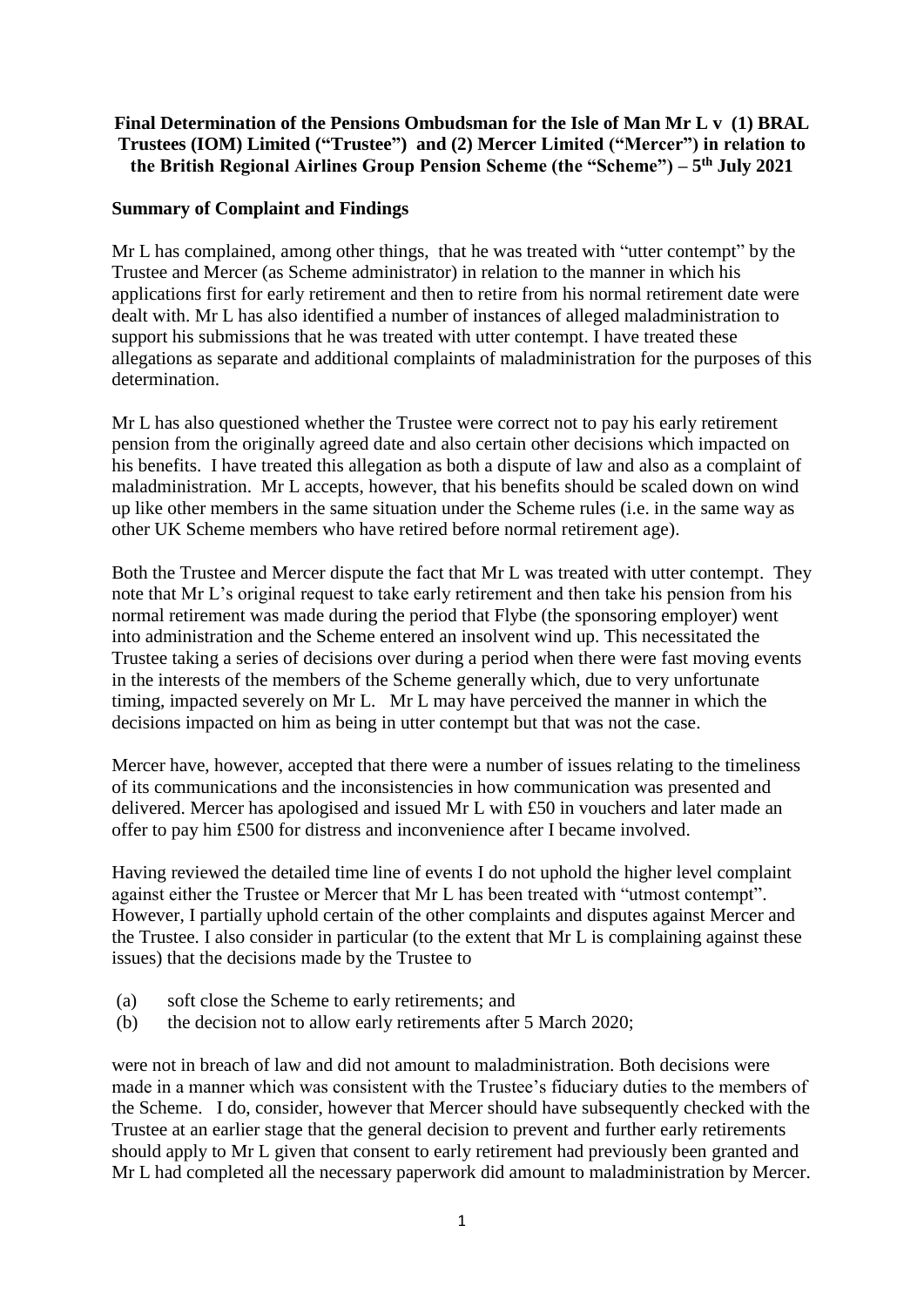**Final Determination of the Pensions Ombudsman for the Isle of Man Mr L v (1) BRAL Trustees (IOM) Limited ("Trustee") and (2) Mercer Limited ("Mercer") in relation to the British Regional Airlines Group Pension Scheme (the "Scheme") – 5th July 2021**

## Summary of Complaint and Findings

Mr L has complained, among other things, that he was treated with "utter contempt" by the Trustee and Mercer (as Scheme administrator) in relation to the manner in which his applications first for early retirement and then to retire from his normal retirement date were dealt with. Mr L has also identified a number of instances of alleged maladministration to support his submissions that he was treated with utter contempt. I have treated these allegations as separate and additional complaints of maladministration for the purposes of this determination.

Mr L has also questioned whether the Trustee were correct not to pay his early retirement pension from the originally agreed date and also certain other decisions which impacted on his benefits. I have treated this allegation as both a dispute of law and also as a complaint of maladministration. Mr L accepts, however, that his benefits should be scaled down on wind up like other members in the same situation under the Scheme rules (i.e. in the same way as other UK Scheme members who have retired before normal retirement age).

Both the Trustee and Mercer dispute the fact that Mr L was treated with utter contempt. They note that Mr L's original request to take early retirement and then take his pension from his normal retirement date was made during the period that Flybe (the sponsoring employer) went into administration and the Scheme entered an insolvent wind up. This necessitated the Trustee taking a series of decisions over during a period when there were fast moving events in the interests of the members of the Scheme generally which, due to very unfortunate timing, impacted severely on Mr L. Mr L may have perceived the manner in which the decisions impacted on him as being in utter contempt but that was not the case.

Mercer have, however, accepted that there were a number of issues relating to the timeliness of its communications and the inconsistencies in how communication was presented and delivered. Mercer has apologised and issued Mr L with £50 in vouchers and later made an offer to pay him £500 for distress and inconvenience after I became involved.

Having reviewed the detailed time line of events I do not uphold the higher level complaint against either the Trustee or Mercer that Mr L has been treated with "utmost contempt". However, I partially uphold certain of the other complaints and disputes against Mercer and the Trustee. I also consider in particular (to the extent that Mr L is complaining against these issues) that the decisions made by the Trustee to

(a) soft close the Scheme to early retirements; and
(b) the decision not to allow early retirements after 5 March 2020;

were not in breach of law and did not amount to maladministration. Both decisions were made in a manner which was consistent with the Trustee's fiduciary duties to the members of the Scheme. I do, consider, however that Mercer should have subsequently checked with the Trustee at an earlier stage that the general decision to prevent and further early retirements should apply to Mr L given that consent to early retirement had previously been granted and Mr L had completed all the necessary paperwork did amount to maladministration by Mercer.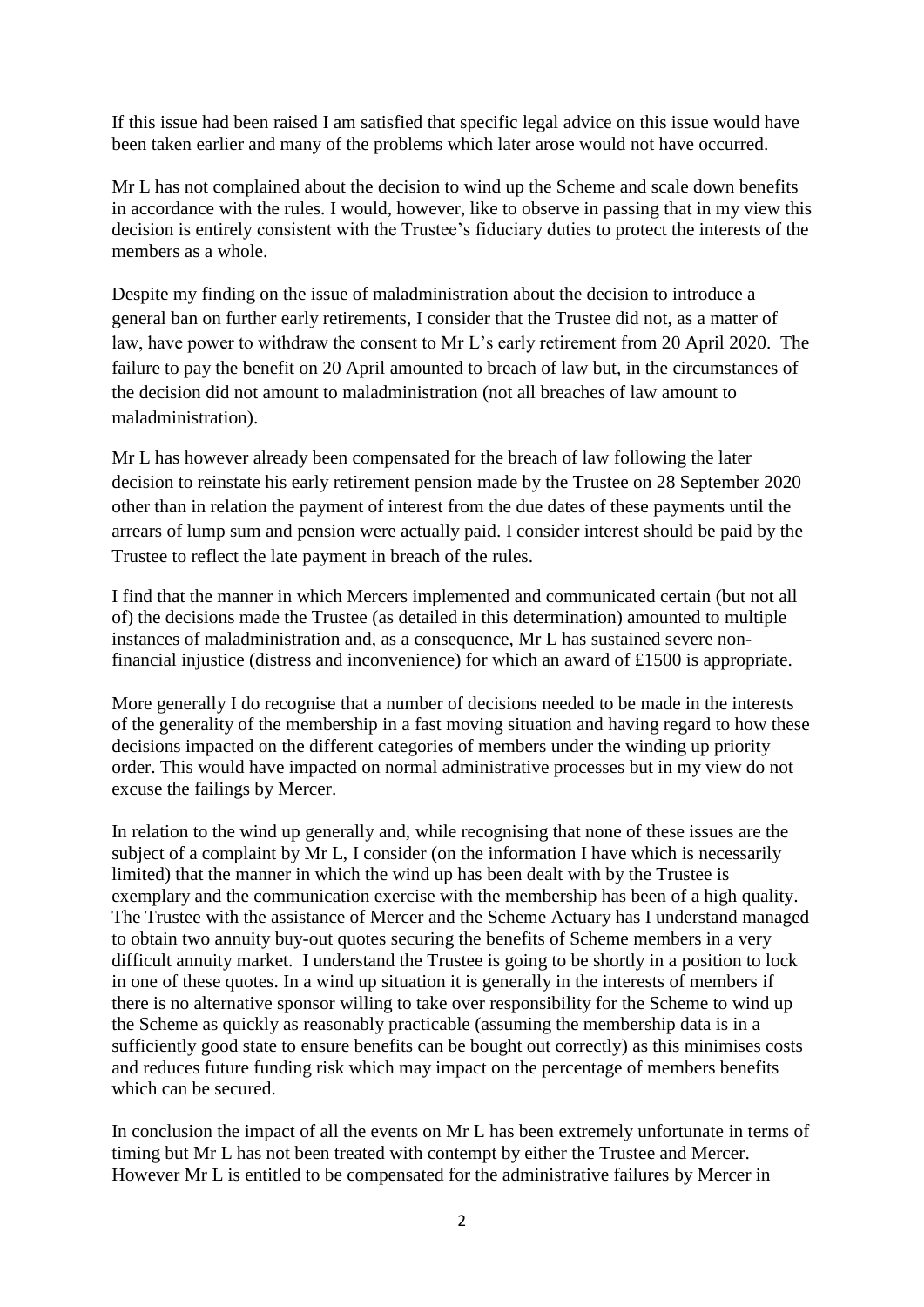If this issue had been raised I am satisfied that specific legal advice on this issue would have been taken earlier and many of the problems which later arose would not have occurred.

Mr L has not complained about the decision to wind up the Scheme and scale down benefits in accordance with the rules. I would, however, like to observe in passing that in my view this decision is entirely consistent with the Trustee's fiduciary duties to protect the interests of the members as a whole.

Despite my finding on the issue of maladministration about the decision to introduce a general ban on further early retirements, I consider that the Trustee did not, as a matter of law, have power to withdraw the consent to Mr L's early retirement from 20 April 2020. The failure to pay the benefit on 20 April amounted to breach of law but, in the circumstances of the decision did not amount to maladministration (not all breaches of law amount to maladministration).

Mr L has however already been compensated for the breach of law following the later decision to reinstate his early retirement pension made by the Trustee on 28 September 2020 other than in relation the payment of interest from the due dates of these payments until the arrears of lump sum and pension were actually paid. I consider interest should be paid by the Trustee to reflect the late payment in breach of the rules.

I find that the manner in which Mercers implemented and communicated certain (but not all of) the decisions made the Trustee (as detailed in this determination) amounted to multiple instances of maladministration and, as a consequence, Mr L has sustained severe non-financial injustice (distress and inconvenience) for which an award of £1500 is appropriate.

More generally I do recognise that a number of decisions needed to be made in the interests of the generality of the membership in a fast moving situation and having regard to how these decisions impacted on the different categories of members under the winding up priority order. This would have impacted on normal administrative processes but in my view do not excuse the failings by Mercer.

In relation to the wind up generally and, while recognising that none of these issues are the subject of a complaint by Mr L, I consider (on the information I have which is necessarily limited) that the manner in which the wind up has been dealt with by the Trustee is exemplary and the communication exercise with the membership has been of a high quality. The Trustee with the assistance of Mercer and the Scheme Actuary has I understand managed to obtain two annuity buy-out quotes securing the benefits of Scheme members in a very difficult annuity market. I understand the Trustee is going to be shortly in a position to lock in one of these quotes. In a wind up situation it is generally in the interests of members if there is no alternative sponsor willing to take over responsibility for the Scheme to wind up the Scheme as quickly as reasonably practicable (assuming the membership data is in a sufficiently good state to ensure benefits can be bought out correctly) as this minimises costs and reduces future funding risk which may impact on the percentage of members benefits which can be secured.

In conclusion the impact of all the events on Mr L has been extremely unfortunate in terms of timing but Mr L has not been treated with contempt by either the Trustee and Mercer. However Mr L is entitled to be compensated for the administrative failures by Mercer in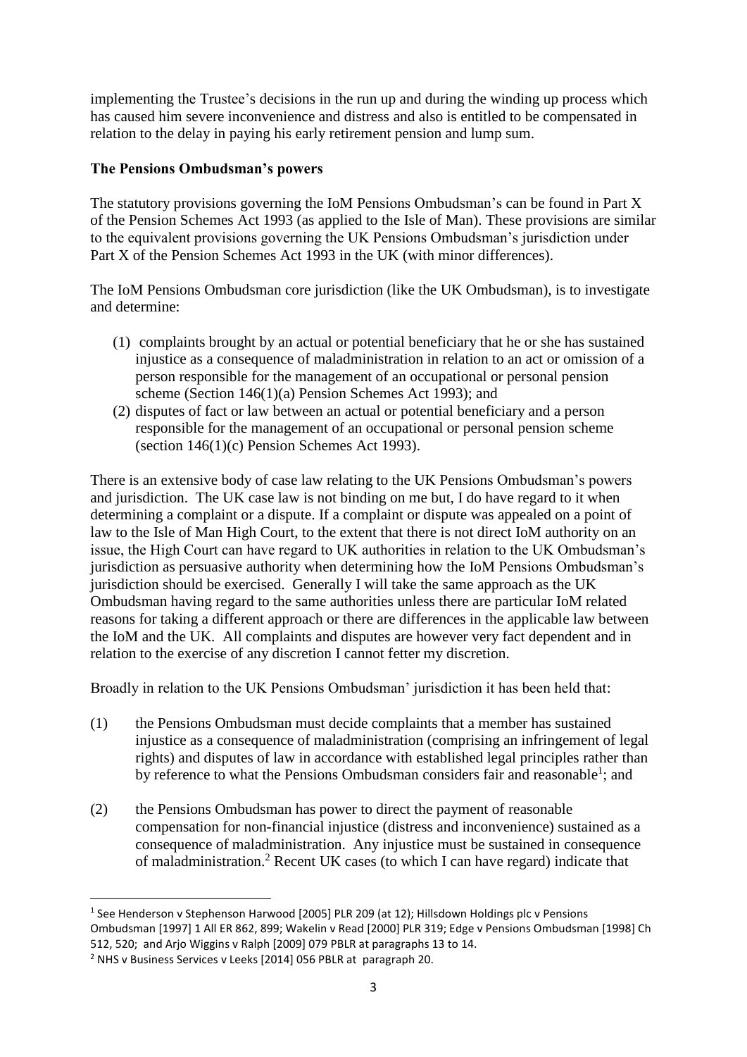implementing the Trustee's decisions in the run up and during the winding up process which has caused him severe inconvenience and distress and also is entitled to be compensated in relation to the delay in paying his early retirement pension and lump sum.

**The Pensions Ombudsman's powers**

The statutory provisions governing the IoM Pensions Ombudsman's can be found in Part X of the Pension Schemes Act 1993 (as applied to the Isle of Man). These provisions are similar to the equivalent provisions governing the UK Pensions Ombudsman's jurisdiction under Part X of the Pension Schemes Act 1993 in the UK (with minor differences).

The IoM Pensions Ombudsman core jurisdiction (like the UK Ombudsman), is to investigate and determine:

(1) complaints brought by an actual or potential beneficiary that he or she has sustained injustice as a consequence of maladministration in relation to an act or omission of a person responsible for the management of an occupational or personal pension scheme (Section 146(1)(a) Pension Schemes Act 1993); and

(2) disputes of fact or law between an actual or potential beneficiary and a person responsible for the management of an occupational or personal pension scheme (section 146(1)(c) Pension Schemes Act 1993).

There is an extensive body of case law relating to the UK Pensions Ombudsman's powers and jurisdiction. The UK case law is not binding on me but, I do have regard to it when determining a complaint or a dispute. If a complaint or dispute was appealed on a point of law to the Isle of Man High Court, to the extent that there is not direct IoM authority on an issue, the High Court can have regard to UK authorities in relation to the UK Ombudsman's jurisdiction as persuasive authority when determining how the IoM Pensions Ombudsman's jurisdiction should be exercised. Generally I will take the same approach as the UK Ombudsman having regard to the same authorities unless there are particular IoM related reasons for taking a different approach or there are differences in the applicable law between the IoM and the UK. All complaints and disputes are however very fact dependent and in relation to the exercise of any discretion I cannot fetter my discretion.

Broadly in relation to the UK Pensions Ombudsman' jurisdiction it has been held that:

(1) the Pensions Ombudsman must decide complaints that a member has sustained injustice as a consequence of maladministration (comprising an infringement of legal rights) and disputes of law in accordance with established legal principles rather than by reference to what the Pensions Ombudsman considers fair and reasonable[1]; and

(2) the Pensions Ombudsman has power to direct the payment of reasonable compensation for non-financial injustice (distress and inconvenience) sustained as a consequence of maladministration. Any injustice must be sustained in consequence of maladministration.[2] Recent UK cases (to which I can have regard) indicate that

[1] See Henderson v Stephenson Harwood [2005] PLR 209 (at 12); Hillsdown Holdings plc v Pensions Ombudsman [1997] 1 All ER 862, 899; Wakelin v Read [2000] PLR 319; Edge v Pensions Ombudsman [1998] Ch 512, 520; and Arjo Wiggins v Ralph [2009] 079 PBLR at paragraphs 13 to 14.

[2] NHS v Business Services v Leeks [2014] 056 PBLR at paragraph 20.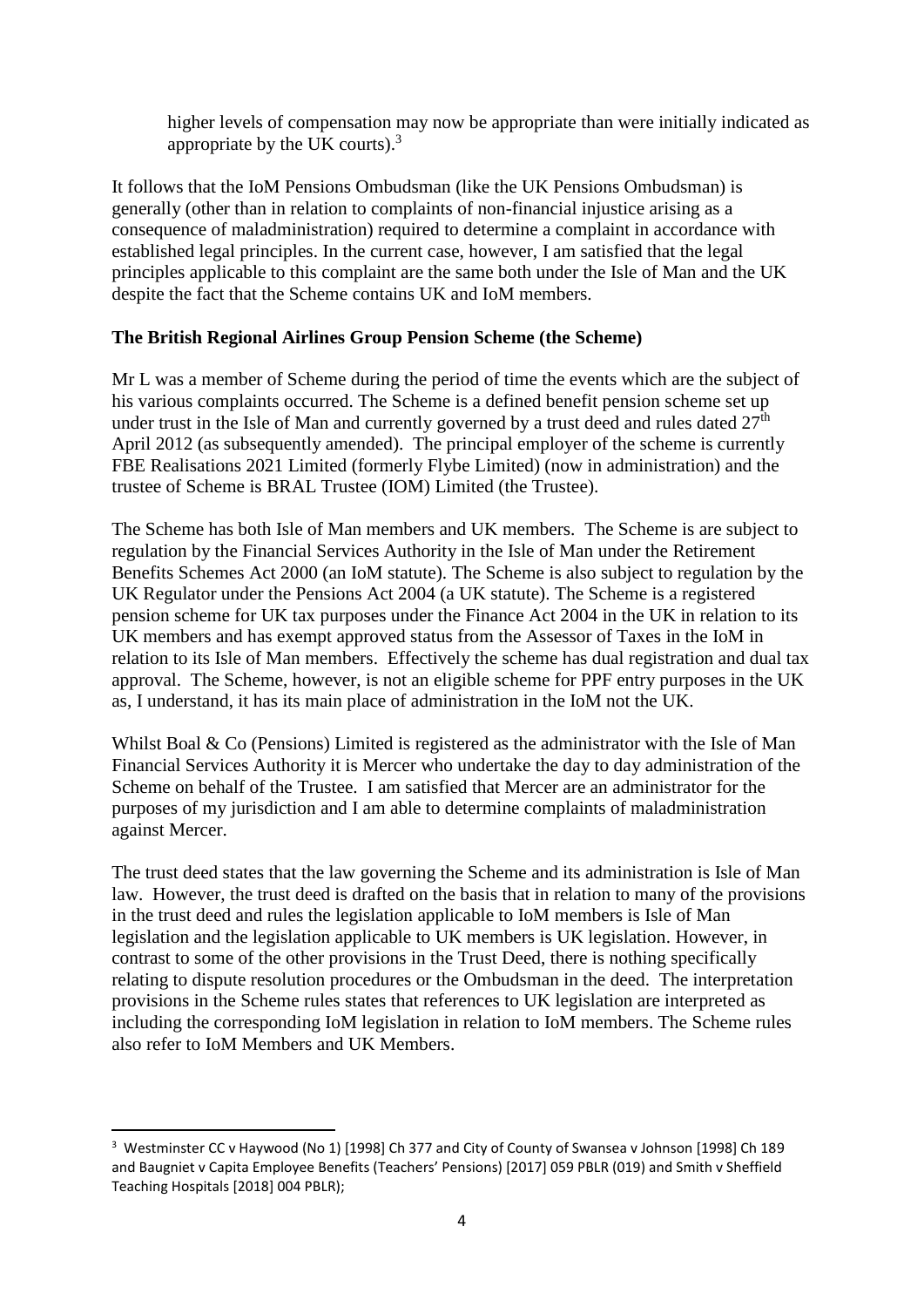higher levels of compensation may now be appropriate than were initially indicated as appropriate by the UK courts).[3]

It follows that the IoM Pensions Ombudsman (like the UK Pensions Ombudsman) is generally (other than in relation to complaints of non-financial injustice arising as a consequence of maladministration) required to determine a complaint in accordance with established legal principles. In the current case, however, I am satisfied that the legal principles applicable to this complaint are the same both under the Isle of Man and the UK despite the fact that the Scheme contains UK and IoM members.

**The British Regional Airlines Group Pension Scheme (the Scheme)**

Mr L was a member of Scheme during the period of time the events which are the subject of his various complaints occurred. The Scheme is a defined benefit pension scheme set up under trust in the Isle of Man and currently governed by a trust deed and rules dated 27th April 2012 (as subsequently amended). The principal employer of the scheme is currently FBE Realisations 2021 Limited (formerly Flybe Limited) (now in administration) and the trustee of Scheme is BRAL Trustee (IOM) Limited (the Trustee).

The Scheme has both Isle of Man members and UK members. The Scheme is are subject to regulation by the Financial Services Authority in the Isle of Man under the Retirement Benefits Schemes Act 2000 (an IoM statute). The Scheme is also subject to regulation by the UK Regulator under the Pensions Act 2004 (a UK statute). The Scheme is a registered pension scheme for UK tax purposes under the Finance Act 2004 in the UK in relation to its UK members and has exempt approved status from the Assessor of Taxes in the IoM in relation to its Isle of Man members. Effectively the scheme has dual registration and dual tax approval. The Scheme, however, is not an eligible scheme for PPF entry purposes in the UK as, I understand, it has its main place of administration in the IoM not the UK.

Whilst Boal & Co (Pensions) Limited is registered as the administrator with the Isle of Man Financial Services Authority it is Mercer who undertake the day to day administration of the Scheme on behalf of the Trustee. I am satisfied that Mercer are an administrator for the purposes of my jurisdiction and I am able to determine complaints of maladministration against Mercer.

The trust deed states that the law governing the Scheme and its administration is Isle of Man law. However, the trust deed is drafted on the basis that in relation to many of the provisions in the trust deed and rules the legislation applicable to IoM members is Isle of Man legislation and the legislation applicable to UK members is UK legislation. However, in contrast to some of the other provisions in the Trust Deed, there is nothing specifically relating to dispute resolution procedures or the Ombudsman in the deed. The interpretation provisions in the Scheme rules states that references to UK legislation are interpreted as including the corresponding IoM legislation in relation to IoM members. The Scheme rules also refer to IoM Members and UK Members.

---

[3] Westminster CC v Haywood (No 1) [1998] Ch 377 and City of County of Swansea v Johnson [1998] Ch 189 and Baugniet v Capita Employee Benefits (Teachers' Pensions) [2017] 059 PBLR (019) and Smith v Sheffield Teaching Hospitals [2018] 004 PBLR);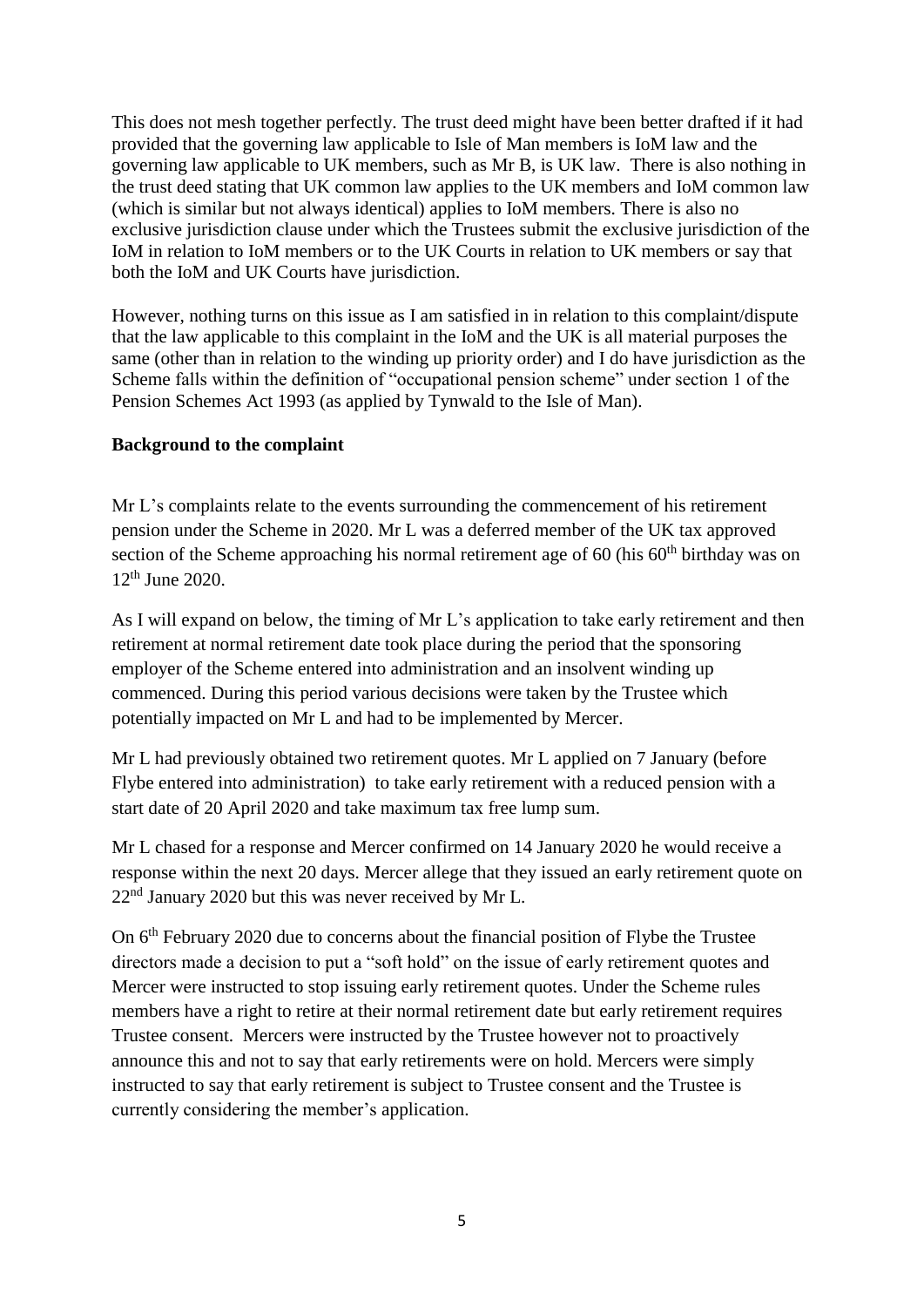This does not mesh together perfectly. The trust deed might have been better drafted if it had provided that the governing law applicable to Isle of Man members is IoM law and the governing law applicable to UK members, such as Mr B, is UK law. There is also nothing in the trust deed stating that UK common law applies to the UK members and IoM common law (which is similar but not always identical) applies to IoM members. There is also no exclusive jurisdiction clause under which the Trustees submit the exclusive jurisdiction of the IoM in relation to IoM members or to the UK Courts in relation to UK members or say that both the IoM and UK Courts have jurisdiction.

However, nothing turns on this issue as I am satisfied in in relation to this complaint/dispute that the law applicable to this complaint in the IoM and the UK is all material purposes the same (other than in relation to the winding up priority order) and I do have jurisdiction as the Scheme falls within the definition of "occupational pension scheme" under section 1 of the Pension Schemes Act 1993 (as applied by Tynwald to the Isle of Man).

**Background to the complaint**

Mr L's complaints relate to the events surrounding the commencement of his retirement pension under the Scheme in 2020. Mr L was a deferred member of the UK tax approved section of the Scheme approaching his normal retirement age of 60 (his 60th birthday was on 12th June 2020.

As I will expand on below, the timing of Mr L's application to take early retirement and then retirement at normal retirement date took place during the period that the sponsoring employer of the Scheme entered into administration and an insolvent winding up commenced. During this period various decisions were taken by the Trustee which potentially impacted on Mr L and had to be implemented by Mercer.

Mr L had previously obtained two retirement quotes. Mr L applied on 7 January (before Flybe entered into administration) to take early retirement with a reduced pension with a start date of 20 April 2020 and take maximum tax free lump sum.

Mr L chased for a response and Mercer confirmed on 14 January 2020 he would receive a response within the next 20 days. Mercer allege that they issued an early retirement quote on 22nd January 2020 but this was never received by Mr L.

On 6th February 2020 due to concerns about the financial position of Flybe the Trustee directors made a decision to put a "soft hold" on the issue of early retirement quotes and Mercer were instructed to stop issuing early retirement quotes. Under the Scheme rules members have a right to retire at their normal retirement date but early retirement requires Trustee consent. Mercers were instructed by the Trustee however not to proactively announce this and not to say that early retirements were on hold. Mercers were simply instructed to say that early retirement is subject to Trustee consent and the Trustee is currently considering the member's application.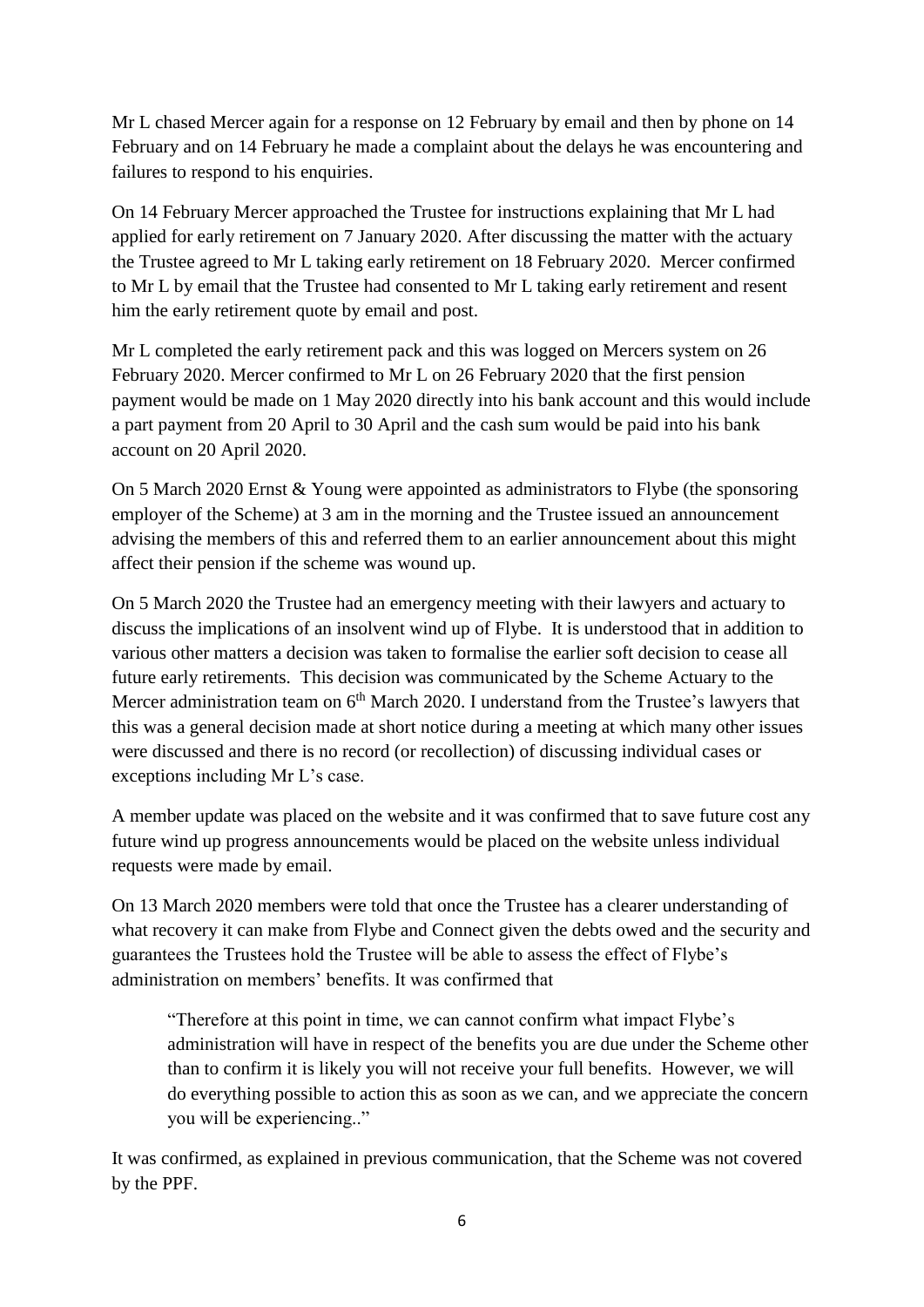Mr L chased Mercer again for a response on 12 February by email and then by phone on 14 February and on 14 February he made a complaint about the delays he was encountering and failures to respond to his enquiries.

On 14 February Mercer approached the Trustee for instructions explaining that Mr L had applied for early retirement on 7 January 2020. After discussing the matter with the actuary the Trustee agreed to Mr L taking early retirement on 18 February 2020. Mercer confirmed to Mr L by email that the Trustee had consented to Mr L taking early retirement and resent him the early retirement quote by email and post.

Mr L completed the early retirement pack and this was logged on Mercers system on 26 February 2020. Mercer confirmed to Mr L on 26 February 2020 that the first pension payment would be made on 1 May 2020 directly into his bank account and this would include a part payment from 20 April to 30 April and the cash sum would be paid into his bank account on 20 April 2020.

On 5 March 2020 Ernst & Young were appointed as administrators to Flybe (the sponsoring employer of the Scheme) at 3 am in the morning and the Trustee issued an announcement advising the members of this and referred them to an earlier announcement about this might affect their pension if the scheme was wound up.

On 5 March 2020 the Trustee had an emergency meeting with their lawyers and actuary to discuss the implications of an insolvent wind up of Flybe. It is understood that in addition to various other matters a decision was taken to formalise the earlier soft decision to cease all future early retirements. This decision was communicated by the Scheme Actuary to the Mercer administration team on 6th March 2020. I understand from the Trustee's lawyers that this was a general decision made at short notice during a meeting at which many other issues were discussed and there is no record (or recollection) of discussing individual cases or exceptions including Mr L's case.

A member update was placed on the website and it was confirmed that to save future cost any future wind up progress announcements would be placed on the website unless individual requests were made by email.

On 13 March 2020 members were told that once the Trustee has a clearer understanding of what recovery it can make from Flybe and Connect given the debts owed and the security and guarantees the Trustees hold the Trustee will be able to assess the effect of Flybe's administration on members' benefits. It was confirmed that

> "Therefore at this point in time, we can cannot confirm what impact Flybe's administration will have in respect of the benefits you are due under the Scheme other than to confirm it is likely you will not receive your full benefits. However, we will do everything possible to action this as soon as we can, and we appreciate the concern you will be experiencing.."

It was confirmed, as explained in previous communication, that the Scheme was not covered by the PPF.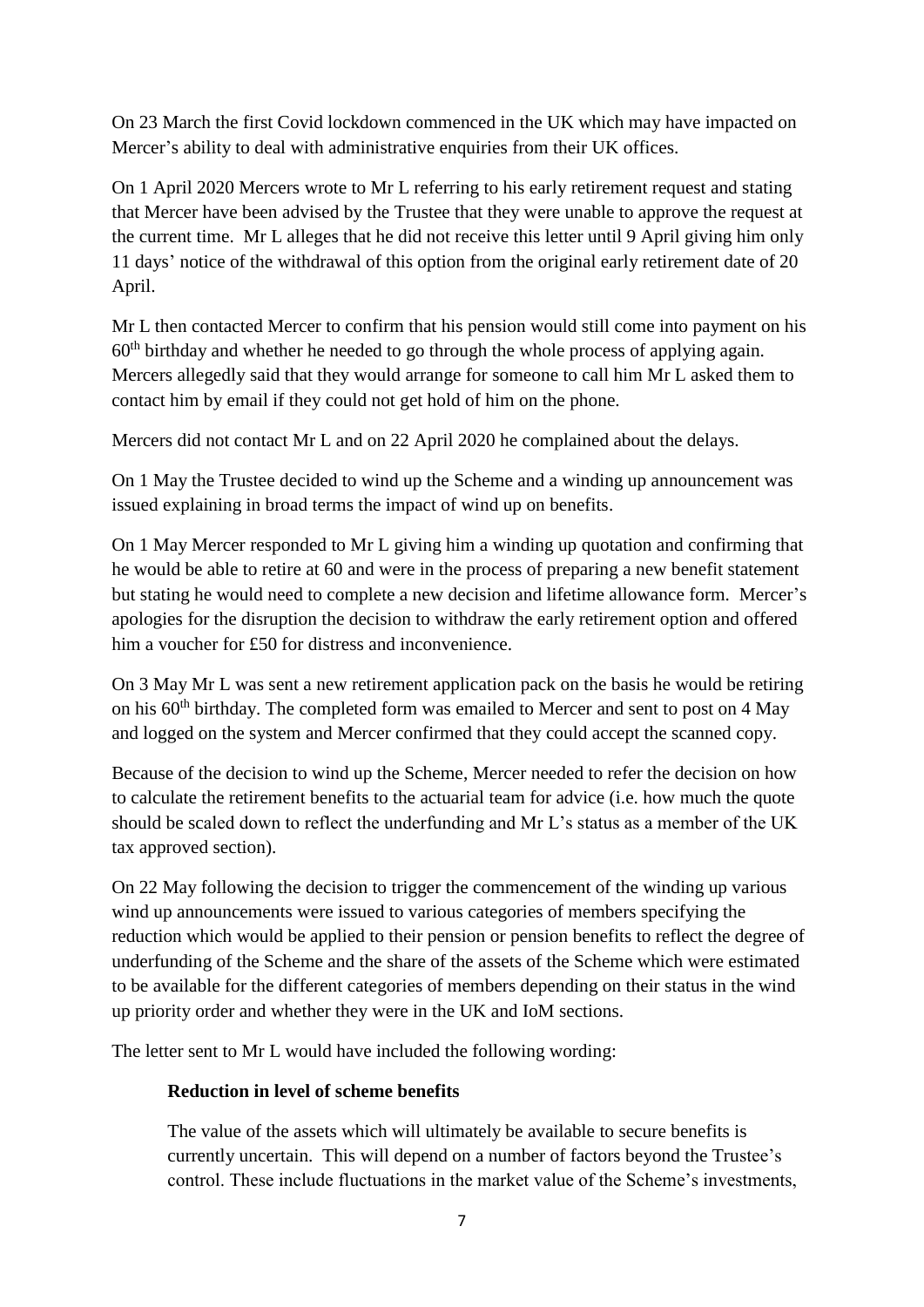On 23 March the first Covid lockdown commenced in the UK which may have impacted on Mercer's ability to deal with administrative enquiries from their UK offices.

On 1 April 2020 Mercers wrote to Mr L referring to his early retirement request and stating that Mercer have been advised by the Trustee that they were unable to approve the request at the current time. Mr L alleges that he did not receive this letter until 9 April giving him only 11 days' notice of the withdrawal of this option from the original early retirement date of 20 April.

Mr L then contacted Mercer to confirm that his pension would still come into payment on his 60th birthday and whether he needed to go through the whole process of applying again. Mercers allegedly said that they would arrange for someone to call him Mr L asked them to contact him by email if they could not get hold of him on the phone.

Mercers did not contact Mr L and on 22 April 2020 he complained about the delays.

On 1 May the Trustee decided to wind up the Scheme and a winding up announcement was issued explaining in broad terms the impact of wind up on benefits.

On 1 May Mercer responded to Mr L giving him a winding up quotation and confirming that he would be able to retire at 60 and were in the process of preparing a new benefit statement but stating he would need to complete a new decision and lifetime allowance form. Mercer's apologies for the disruption the decision to withdraw the early retirement option and offered him a voucher for £50 for distress and inconvenience.

On 3 May Mr L was sent a new retirement application pack on the basis he would be retiring on his 60th birthday. The completed form was emailed to Mercer and sent to post on 4 May and logged on the system and Mercer confirmed that they could accept the scanned copy.

Because of the decision to wind up the Scheme, Mercer needed to refer the decision on how to calculate the retirement benefits to the actuarial team for advice (i.e. how much the quote should be scaled down to reflect the underfunding and Mr L's status as a member of the UK tax approved section).

On 22 May following the decision to trigger the commencement of the winding up various wind up announcements were issued to various categories of members specifying the reduction which would be applied to their pension or pension benefits to reflect the degree of underfunding of the Scheme and the share of the assets of the Scheme which were estimated to be available for the different categories of members depending on their status in the wind up priority order and whether they were in the UK and IoM sections.

The letter sent to Mr L would have included the following wording:

> **Reduction in level of scheme benefits**
>
> The value of the assets which will ultimately be available to secure benefits is currently uncertain. This will depend on a number of factors beyond the Trustee's control. These include fluctuations in the market value of the Scheme's investments,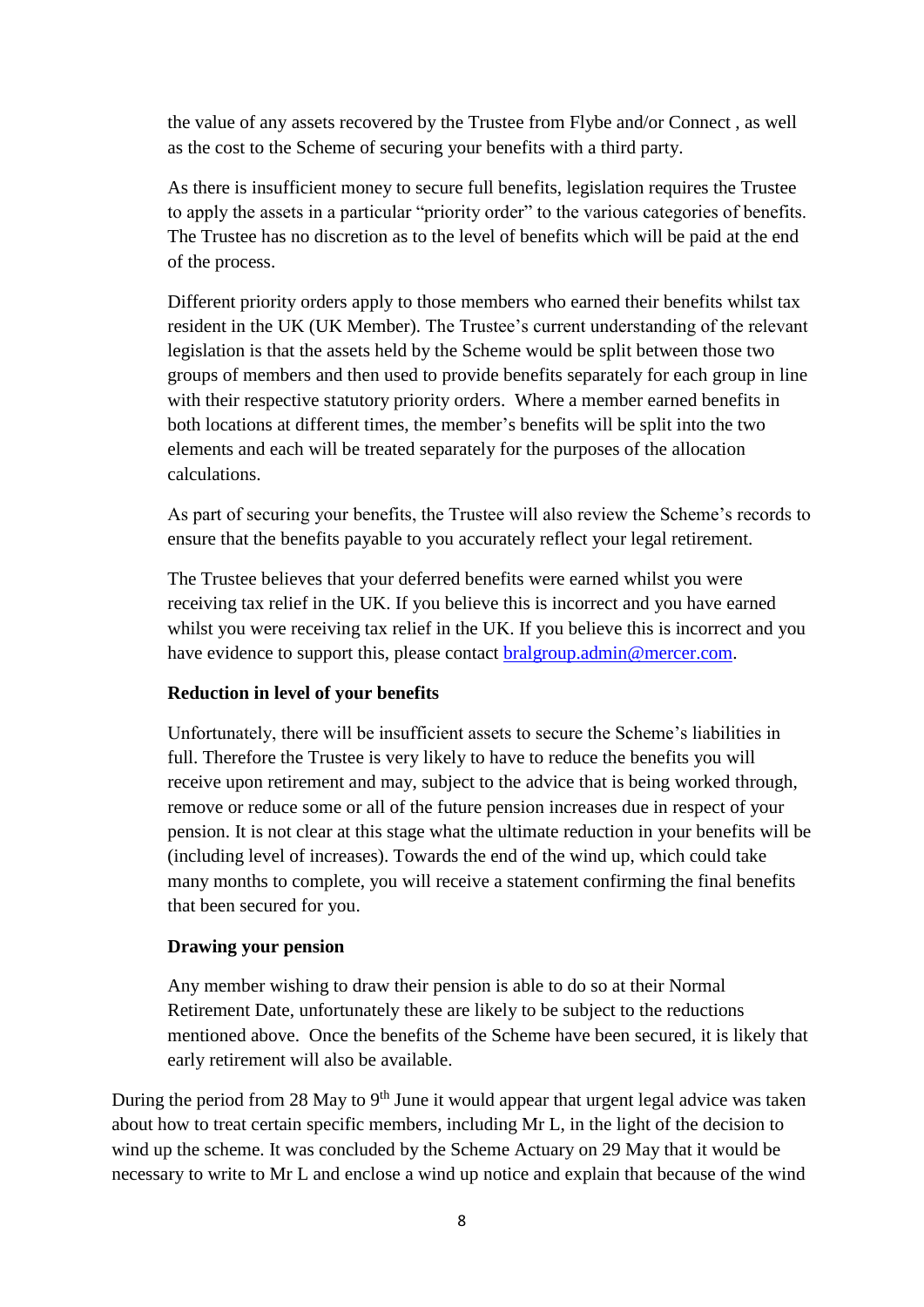the value of any assets recovered by the Trustee from Flybe and/or Connect , as well as the cost to the Scheme of securing your benefits with a third party.

As there is insufficient money to secure full benefits, legislation requires the Trustee to apply the assets in a particular "priority order" to the various categories of benefits. The Trustee has no discretion as to the level of benefits which will be paid at the end of the process.

Different priority orders apply to those members who earned their benefits whilst tax resident in the UK (UK Member). The Trustee's current understanding of the relevant legislation is that the assets held by the Scheme would be split between those two groups of members and then used to provide benefits separately for each group in line with their respective statutory priority orders. Where a member earned benefits in both locations at different times, the member's benefits will be split into the two elements and each will be treated separately for the purposes of the allocation calculations.

As part of securing your benefits, the Trustee will also review the Scheme's records to ensure that the benefits payable to you accurately reflect your legal retirement.

The Trustee believes that your deferred benefits were earned whilst you were receiving tax relief in the UK. If you believe this is incorrect and you have earned whilst you were receiving tax relief in the UK. If you believe this is incorrect and you have evidence to support this, please contact bralgroup.admin@mercer.com.

**Reduction in level of your benefits**

Unfortunately, there will be insufficient assets to secure the Scheme's liabilities in full. Therefore the Trustee is very likely to have to reduce the benefits you will receive upon retirement and may, subject to the advice that is being worked through, remove or reduce some or all of the future pension increases due in respect of your pension. It is not clear at this stage what the ultimate reduction in your benefits will be (including level of increases). Towards the end of the wind up, which could take many months to complete, you will receive a statement confirming the final benefits that been secured for you.

**Drawing your pension**

Any member wishing to draw their pension is able to do so at their Normal Retirement Date, unfortunately these are likely to be subject to the reductions mentioned above. Once the benefits of the Scheme have been secured, it is likely that early retirement will also be available.

During the period from 28 May to 9th June it would appear that urgent legal advice was taken about how to treat certain specific members, including Mr L, in the light of the decision to wind up the scheme. It was concluded by the Scheme Actuary on 29 May that it would be necessary to write to Mr L and enclose a wind up notice and explain that because of the wind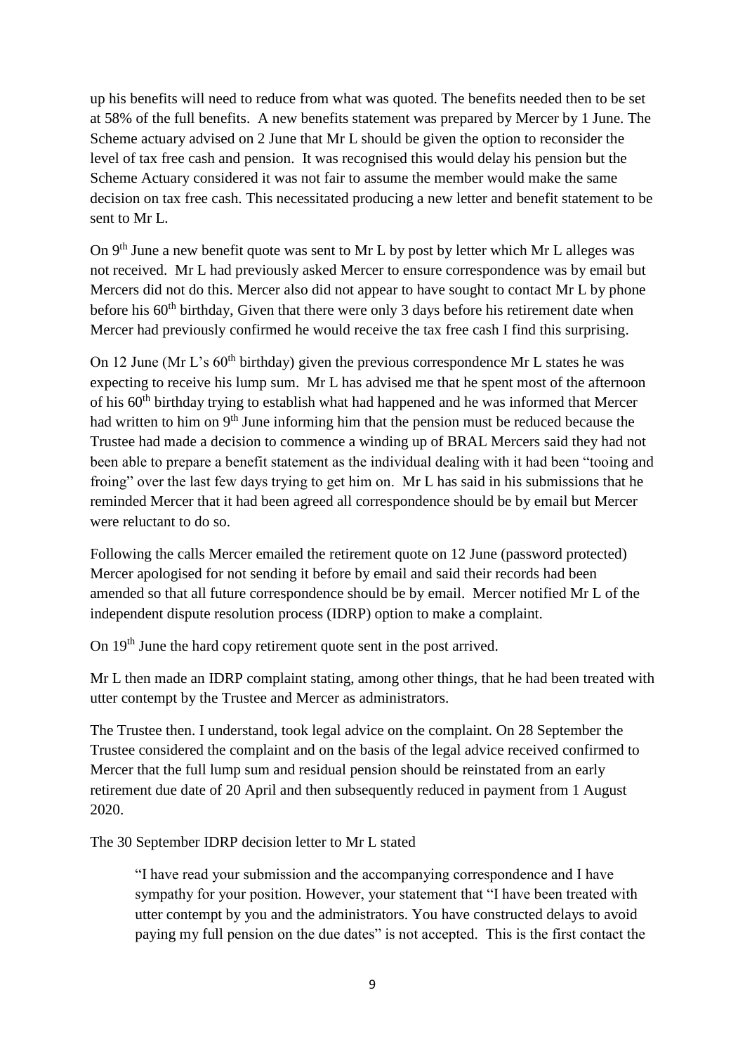up his benefits will need to reduce from what was quoted. The benefits needed then to be set at 58% of the full benefits. A new benefits statement was prepared by Mercer by 1 June. The Scheme actuary advised on 2 June that Mr L should be given the option to reconsider the level of tax free cash and pension. It was recognised this would delay his pension but the Scheme Actuary considered it was not fair to assume the member would make the same decision on tax free cash. This necessitated producing a new letter and benefit statement to be sent to Mr L.

On 9th June a new benefit quote was sent to Mr L by post by letter which Mr L alleges was not received. Mr L had previously asked Mercer to ensure correspondence was by email but Mercers did not do this. Mercer also did not appear to have sought to contact Mr L by phone before his 60th birthday, Given that there were only 3 days before his retirement date when Mercer had previously confirmed he would receive the tax free cash I find this surprising.

On 12 June (Mr L's 60th birthday) given the previous correspondence Mr L states he was expecting to receive his lump sum. Mr L has advised me that he spent most of the afternoon of his 60th birthday trying to establish what had happened and he was informed that Mercer had written to him on 9th June informing him that the pension must be reduced because the Trustee had made a decision to commence a winding up of BRAL Mercers said they had not been able to prepare a benefit statement as the individual dealing with it had been "tooing and froing" over the last few days trying to get him on. Mr L has said in his submissions that he reminded Mercer that it had been agreed all correspondence should be by email but Mercer were reluctant to do so.

Following the calls Mercer emailed the retirement quote on 12 June (password protected) Mercer apologised for not sending it before by email and said their records had been amended so that all future correspondence should be by email. Mercer notified Mr L of the independent dispute resolution process (IDRP) option to make a complaint.

On 19th June the hard copy retirement quote sent in the post arrived.

Mr L then made an IDRP complaint stating, among other things, that he had been treated with utter contempt by the Trustee and Mercer as administrators.

The Trustee then. I understand, took legal advice on the complaint. On 28 September the Trustee considered the complaint and on the basis of the legal advice received confirmed to Mercer that the full lump sum and residual pension should be reinstated from an early retirement due date of 20 April and then subsequently reduced in payment from 1 August 2020.

The 30 September IDRP decision letter to Mr L stated

> "I have read your submission and the accompanying correspondence and I have sympathy for your position. However, your statement that "I have been treated with utter contempt by you and the administrators. You have constructed delays to avoid paying my full pension on the due dates" is not accepted. This is the first contact the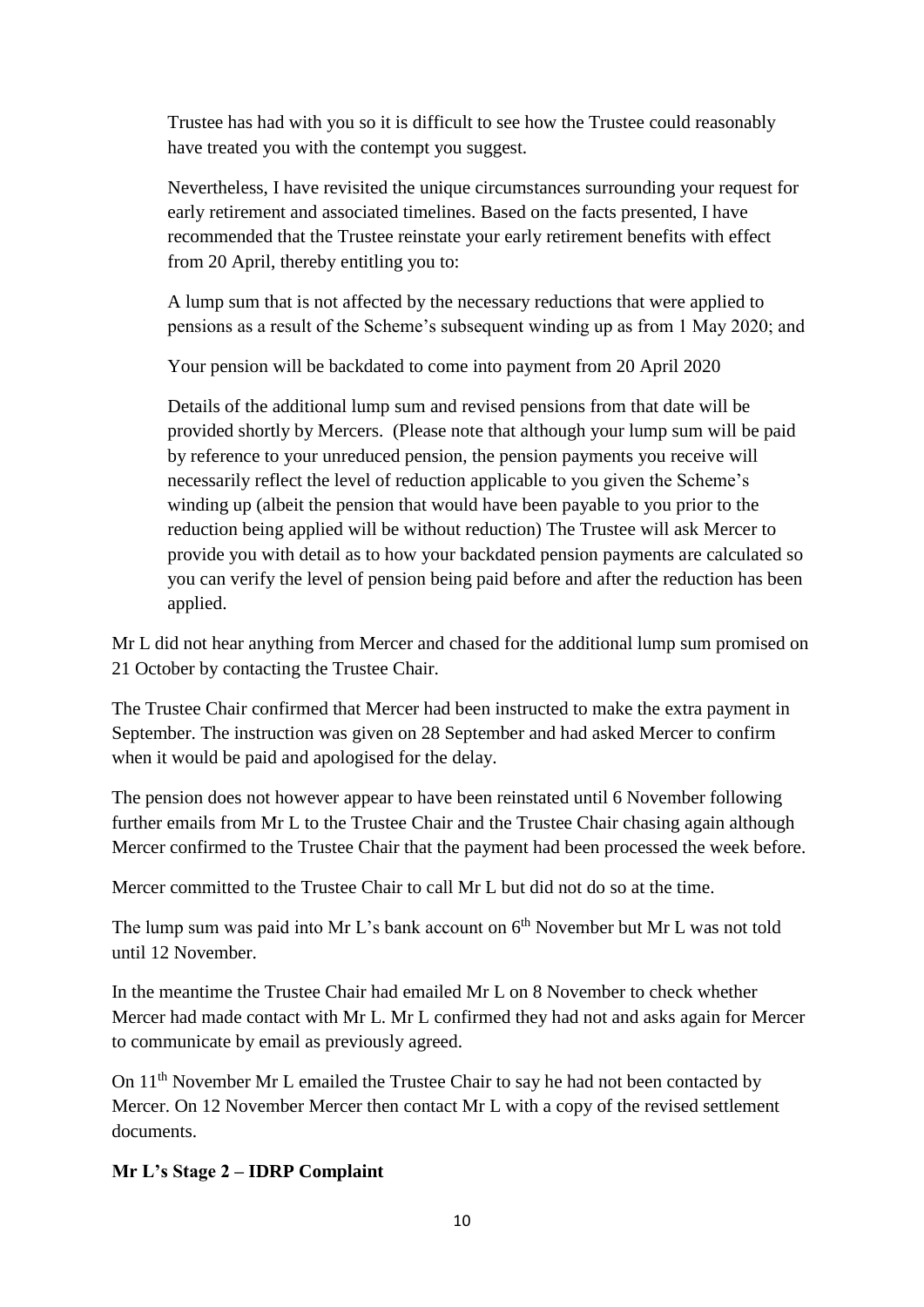Trustee has had with you so it is difficult to see how the Trustee could reasonably have treated you with the contempt you suggest.

Nevertheless, I have revisited the unique circumstances surrounding your request for early retirement and associated timelines. Based on the facts presented, I have recommended that the Trustee reinstate your early retirement benefits with effect from 20 April, thereby entitling you to:

A lump sum that is not affected by the necessary reductions that were applied to pensions as a result of the Scheme's subsequent winding up as from 1 May 2020; and

Your pension will be backdated to come into payment from 20 April 2020

Details of the additional lump sum and revised pensions from that date will be provided shortly by Mercers. (Please note that although your lump sum will be paid by reference to your unreduced pension, the pension payments you receive will necessarily reflect the level of reduction applicable to you given the Scheme's winding up (albeit the pension that would have been payable to you prior to the reduction being applied will be without reduction) The Trustee will ask Mercer to provide you with detail as to how your backdated pension payments are calculated so you can verify the level of pension being paid before and after the reduction has been applied.

Mr L did not hear anything from Mercer and chased for the additional lump sum promised on 21 October by contacting the Trustee Chair.

The Trustee Chair confirmed that Mercer had been instructed to make the extra payment in September. The instruction was given on 28 September and had asked Mercer to confirm when it would be paid and apologised for the delay.

The pension does not however appear to have been reinstated until 6 November following further emails from Mr L to the Trustee Chair and the Trustee Chair chasing again although Mercer confirmed to the Trustee Chair that the payment had been processed the week before.

Mercer committed to the Trustee Chair to call Mr L but did not do so at the time.

The lump sum was paid into Mr L's bank account on 6th November but Mr L was not told until 12 November.

In the meantime the Trustee Chair had emailed Mr L on 8 November to check whether Mercer had made contact with Mr L. Mr L confirmed they had not and asks again for Mercer to communicate by email as previously agreed.

On 11th November Mr L emailed the Trustee Chair to say he had not been contacted by Mercer. On 12 November Mercer then contact Mr L with a copy of the revised settlement documents.

**Mr L's Stage 2 – IDRP Complaint**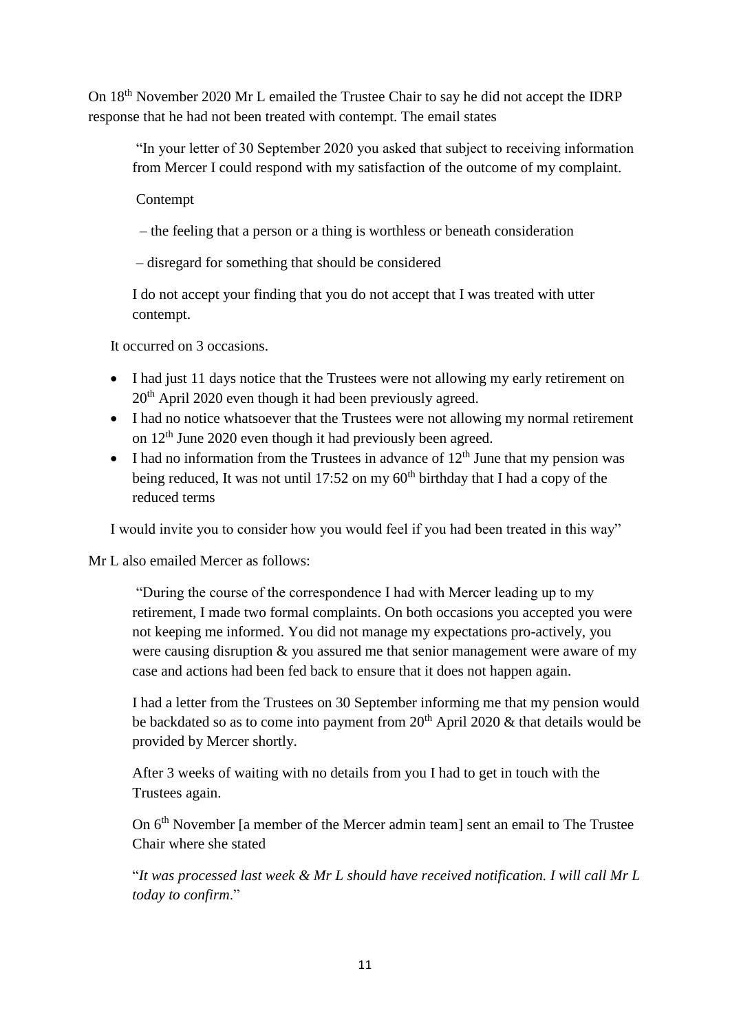On 18th November 2020 Mr L emailed the Trustee Chair to say he did not accept the IDRP response that he had not been treated with contempt. The email states

> "In your letter of 30 September 2020 you asked that subject to receiving information from Mercer I could respond with my satisfaction of the outcome of my complaint.
>
> Contempt
>
> – the feeling that a person or a thing is worthless or beneath consideration
>
> – disregard for something that should be considered
>
> I do not accept your finding that you do not accept that I was treated with utter contempt.
>
> It occurred on 3 occasions.
>
> - I had just 11 days notice that the Trustees were not allowing my early retirement on 20th April 2020 even though it had been previously agreed.
> - I had no notice whatsoever that the Trustees were not allowing my normal retirement on 12th June 2020 even though it had previously been agreed.
> - I had no information from the Trustees in advance of 12th June that my pension was being reduced, It was not until 17:52 on my 60th birthday that I had a copy of the reduced terms
>
> I would invite you to consider how you would feel if you had been treated in this way"

Mr L also emailed Mercer as follows:

> "During the course of the correspondence I had with Mercer leading up to my retirement, I made two formal complaints. On both occasions you accepted you were not keeping me informed. You did not manage my expectations pro-actively, you were causing disruption & you assured me that senior management were aware of my case and actions had been fed back to ensure that it does not happen again.
>
> I had a letter from the Trustees on 30 September informing me that my pension would be backdated so as to come into payment from 20th April 2020 & that details would be provided by Mercer shortly.
>
> After 3 weeks of waiting with no details from you I had to get in touch with the Trustees again.
>
> On 6th November [a member of the Mercer admin team] sent an email to The Trustee Chair where she stated
>
> "*It was processed last week & Mr L should have received notification. I will call Mr L today to confirm*."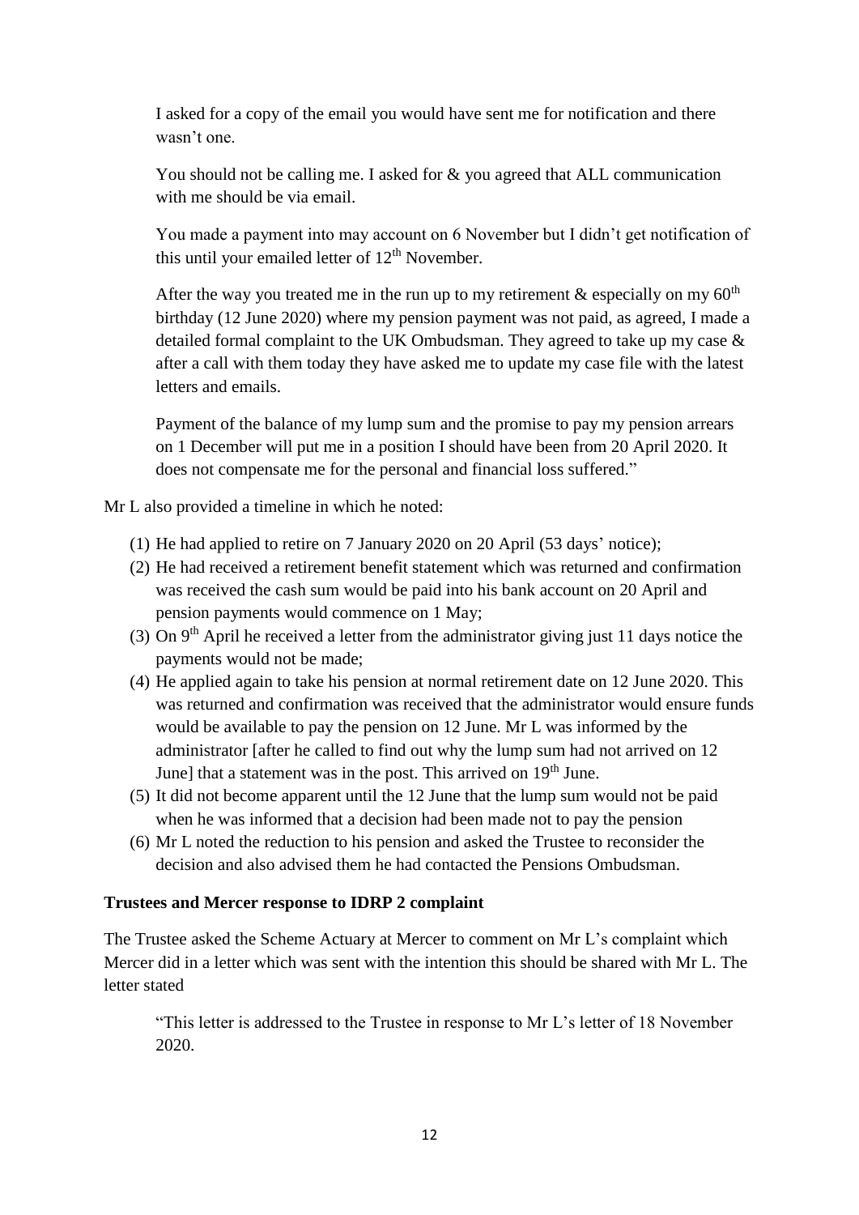I asked for a copy of the email you would have sent me for notification and there wasn't one.

You should not be calling me. I asked for & you agreed that ALL communication with me should be via email.

You made a payment into may account on 6 November but I didn't get notification of this until your emailed letter of 12th November.

After the way you treated me in the run up to my retirement & especially on my 60th birthday (12 June 2020) where my pension payment was not paid, as agreed, I made a detailed formal complaint to the UK Ombudsman. They agreed to take up my case & after a call with them today they have asked me to update my case file with the latest letters and emails.

Payment of the balance of my lump sum and the promise to pay my pension arrears on 1 December will put me in a position I should have been from 20 April 2020. It does not compensate me for the personal and financial loss suffered."

Mr L also provided a timeline in which he noted:

(1) He had applied to retire on 7 January 2020 on 20 April (53 days' notice);
(2) He had received a retirement benefit statement which was returned and confirmation was received the cash sum would be paid into his bank account on 20 April and pension payments would commence on 1 May;
(3) On 9th April he received a letter from the administrator giving just 11 days notice the payments would not be made;
(4) He applied again to take his pension at normal retirement date on 12 June 2020. This was returned and confirmation was received that the administrator would ensure funds would be available to pay the pension on 12 June. Mr L was informed by the administrator [after he called to find out why the lump sum had not arrived on 12 June] that a statement was in the post. This arrived on 19th June.
(5) It did not become apparent until the 12 June that the lump sum would not be paid when he was informed that a decision had been made not to pay the pension
(6) Mr L noted the reduction to his pension and asked the Trustee to reconsider the decision and also advised them he had contacted the Pensions Ombudsman.

**Trustees and Mercer response to IDRP 2 complaint**

The Trustee asked the Scheme Actuary at Mercer to comment on Mr L's complaint which Mercer did in a letter which was sent with the intention this should be shared with Mr L. The letter stated

"This letter is addressed to the Trustee in response to Mr L's letter of 18 November 2020.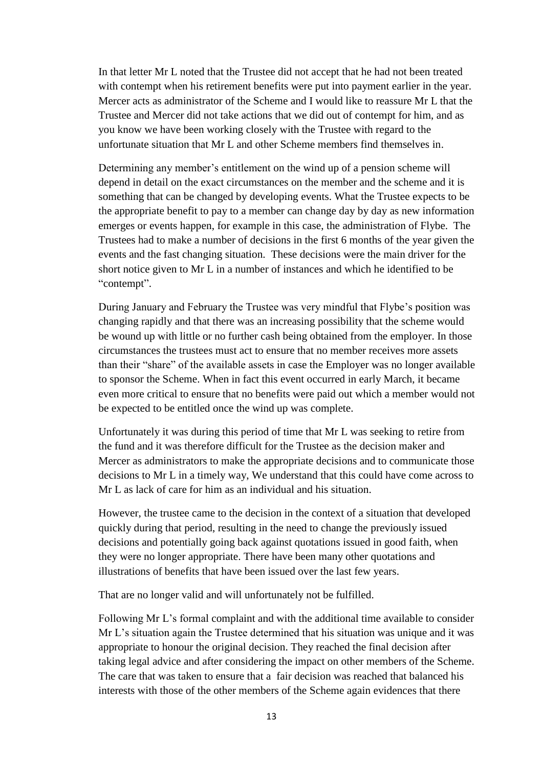In that letter Mr L noted that the Trustee did not accept that he had not been treated with contempt when his retirement benefits were put into payment earlier in the year. Mercer acts as administrator of the Scheme and I would like to reassure Mr L that the Trustee and Mercer did not take actions that we did out of contempt for him, and as you know we have been working closely with the Trustee with regard to the unfortunate situation that Mr L and other Scheme members find themselves in.

Determining any member's entitlement on the wind up of a pension scheme will depend in detail on the exact circumstances on the member and the scheme and it is something that can be changed by developing events. What the Trustee expects to be the appropriate benefit to pay to a member can change day by day as new information emerges or events happen, for example in this case, the administration of Flybe. The Trustees had to make a number of decisions in the first 6 months of the year given the events and the fast changing situation. These decisions were the main driver for the short notice given to Mr L in a number of instances and which he identified to be "contempt".

During January and February the Trustee was very mindful that Flybe's position was changing rapidly and that there was an increasing possibility that the scheme would be wound up with little or no further cash being obtained from the employer. In those circumstances the trustees must act to ensure that no member receives more assets than their "share" of the available assets in case the Employer was no longer available to sponsor the Scheme. When in fact this event occurred in early March, it became even more critical to ensure that no benefits were paid out which a member would not be expected to be entitled once the wind up was complete.

Unfortunately it was during this period of time that Mr L was seeking to retire from the fund and it was therefore difficult for the Trustee as the decision maker and Mercer as administrators to make the appropriate decisions and to communicate those decisions to Mr L in a timely way, We understand that this could have come across to Mr L as lack of care for him as an individual and his situation.

However, the trustee came to the decision in the context of a situation that developed quickly during that period, resulting in the need to change the previously issued decisions and potentially going back against quotations issued in good faith, when they were no longer appropriate. There have been many other quotations and illustrations of benefits that have been issued over the last few years.

That are no longer valid and will unfortunately not be fulfilled.

Following Mr L's formal complaint and with the additional time available to consider Mr L's situation again the Trustee determined that his situation was unique and it was appropriate to honour the original decision. They reached the final decision after taking legal advice and after considering the impact on other members of the Scheme. The care that was taken to ensure that a fair decision was reached that balanced his interests with those of the other members of the Scheme again evidences that there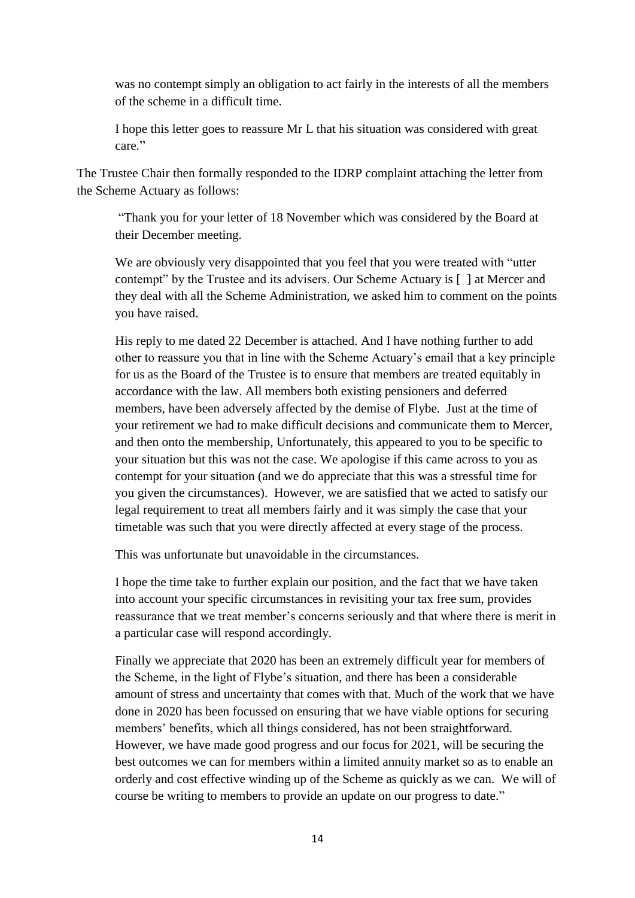> was no contempt simply an obligation to act fairly in the interests of all the members of the scheme in a difficult time.
>
> I hope this letter goes to reassure Mr L that his situation was considered with great care."

The Trustee Chair then formally responded to the IDRP complaint attaching the letter from the Scheme Actuary as follows:

> "Thank you for your letter of 18 November which was considered by the Board at their December meeting.
>
> We are obviously very disappointed that you feel that you were treated with "utter contempt" by the Trustee and its advisers. Our Scheme Actuary is [ ] at Mercer and they deal with all the Scheme Administration, we asked him to comment on the points you have raised.
>
> His reply to me dated 22 December is attached. And I have nothing further to add other to reassure you that in line with the Scheme Actuary's email that a key principle for us as the Board of the Trustee is to ensure that members are treated equitably in accordance with the law. All members both existing pensioners and deferred members, have been adversely affected by the demise of Flybe. Just at the time of your retirement we had to make difficult decisions and communicate them to Mercer, and then onto the membership, Unfortunately, this appeared to you to be specific to your situation but this was not the case. We apologise if this came across to you as contempt for your situation (and we do appreciate that this was a stressful time for you given the circumstances). However, we are satisfied that we acted to satisfy our legal requirement to treat all members fairly and it was simply the case that your timetable was such that you were directly affected at every stage of the process.
>
> This was unfortunate but unavoidable in the circumstances.
>
> I hope the time take to further explain our position, and the fact that we have taken into account your specific circumstances in revisiting your tax free sum, provides reassurance that we treat member's concerns seriously and that where there is merit in a particular case will respond accordingly.
>
> Finally we appreciate that 2020 has been an extremely difficult year for members of the Scheme, in the light of Flybe's situation, and there has been a considerable amount of stress and uncertainty that comes with that. Much of the work that we have done in 2020 has been focussed on ensuring that we have viable options for securing members' benefits, which all things considered, has not been straightforward. However, we have made good progress and our focus for 2021, will be securing the best outcomes we can for members within a limited annuity market so as to enable an orderly and cost effective winding up of the Scheme as quickly as we can. We will of course be writing to members to provide an update on our progress to date."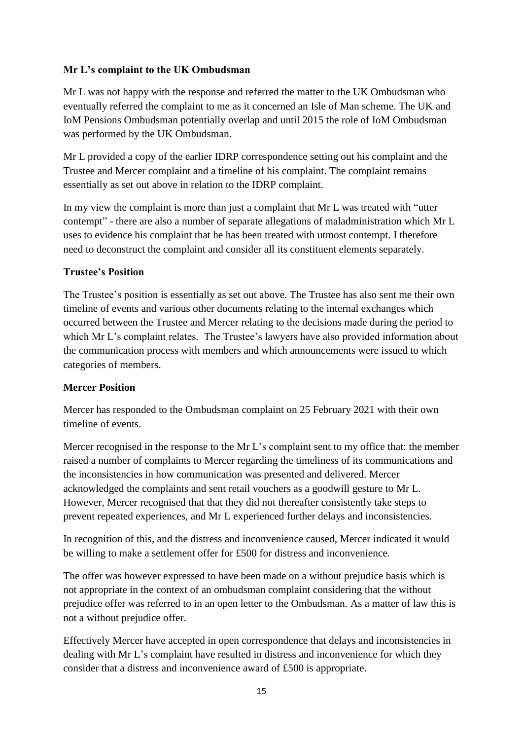**Mr L's complaint to the UK Ombudsman**

Mr L was not happy with the response and referred the matter to the UK Ombudsman who eventually referred the complaint to me as it concerned an Isle of Man scheme. The UK and IoM Pensions Ombudsman potentially overlap and until 2015 the role of IoM Ombudsman was performed by the UK Ombudsman.

Mr L provided a copy of the earlier IDRP correspondence setting out his complaint and the Trustee and Mercer complaint and a timeline of his complaint. The complaint remains essentially as set out above in relation to the IDRP complaint.

In my view the complaint is more than just a complaint that Mr L was treated with "utter contempt" - there are also a number of separate allegations of maladministration which Mr L uses to evidence his complaint that he has been treated with utmost contempt. I therefore need to deconstruct the complaint and consider all its constituent elements separately.

**Trustee's Position**

The Trustee's position is essentially as set out above. The Trustee has also sent me their own timeline of events and various other documents relating to the internal exchanges which occurred between the Trustee and Mercer relating to the decisions made during the period to which Mr L's complaint relates. The Trustee's lawyers have also provided information about the communication process with members and which announcements were issued to which categories of members.

**Mercer Position**

Mercer has responded to the Ombudsman complaint on 25 February 2021 with their own timeline of events.

Mercer recognised in the response to the Mr L's complaint sent to my office that: the member raised a number of complaints to Mercer regarding the timeliness of its communications and the inconsistencies in how communication was presented and delivered. Mercer acknowledged the complaints and sent retail vouchers as a goodwill gesture to Mr L. However, Mercer recognised that that they did not thereafter consistently take steps to prevent repeated experiences, and Mr L experienced further delays and inconsistencies.

In recognition of this, and the distress and inconvenience caused, Mercer indicated it would be willing to make a settlement offer for £500 for distress and inconvenience.

The offer was however expressed to have been made on a without prejudice basis which is not appropriate in the context of an ombudsman complaint considering that the without prejudice offer was referred to in an open letter to the Ombudsman. As a matter of law this is not a without prejudice offer.

Effectively Mercer have accepted in open correspondence that delays and inconsistencies in dealing with Mr L's complaint have resulted in distress and inconvenience for which they consider that a distress and inconvenience award of £500 is appropriate.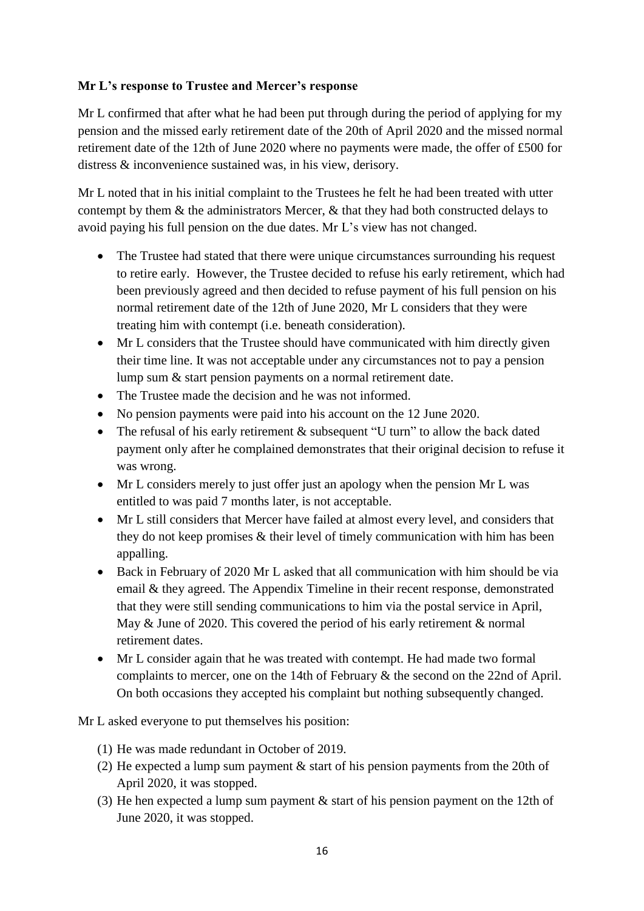**Mr L's response to Trustee and Mercer's response**

Mr L confirmed that after what he had been put through during the period of applying for my pension and the missed early retirement date of the 20th of April 2020 and the missed normal retirement date of the 12th of June 2020 where no payments were made, the offer of £500 for distress & inconvenience sustained was, in his view, derisory.

Mr L noted that in his initial complaint to the Trustees he felt he had been treated with utter contempt by them & the administrators Mercer, & that they had both constructed delays to avoid paying his full pension on the due dates. Mr L's view has not changed.

- The Trustee had stated that there were unique circumstances surrounding his request to retire early. However, the Trustee decided to refuse his early retirement, which had been previously agreed and then decided to refuse payment of his full pension on his normal retirement date of the 12th of June 2020, Mr L considers that they were treating him with contempt (i.e. beneath consideration).
- Mr L considers that the Trustee should have communicated with him directly given their time line. It was not acceptable under any circumstances not to pay a pension lump sum & start pension payments on a normal retirement date.
- The Trustee made the decision and he was not informed.
- No pension payments were paid into his account on the 12 June 2020.
- The refusal of his early retirement & subsequent "U turn" to allow the back dated payment only after he complained demonstrates that their original decision to refuse it was wrong.
- Mr L considers merely to just offer just an apology when the pension Mr L was entitled to was paid 7 months later, is not acceptable.
- Mr L still considers that Mercer have failed at almost every level, and considers that they do not keep promises & their level of timely communication with him has been appalling.
- Back in February of 2020 Mr L asked that all communication with him should be via email & they agreed. The Appendix Timeline in their recent response, demonstrated that they were still sending communications to him via the postal service in April, May & June of 2020. This covered the period of his early retirement & normal retirement dates.
- Mr L consider again that he was treated with contempt. He had made two formal complaints to mercer, one on the 14th of February & the second on the 22nd of April. On both occasions they accepted his complaint but nothing subsequently changed.

Mr L asked everyone to put themselves his position:

(1) He was made redundant in October of 2019.
(2) He expected a lump sum payment & start of his pension payments from the 20th of April 2020, it was stopped.
(3) He hen expected a lump sum payment & start of his pension payment on the 12th of June 2020, it was stopped.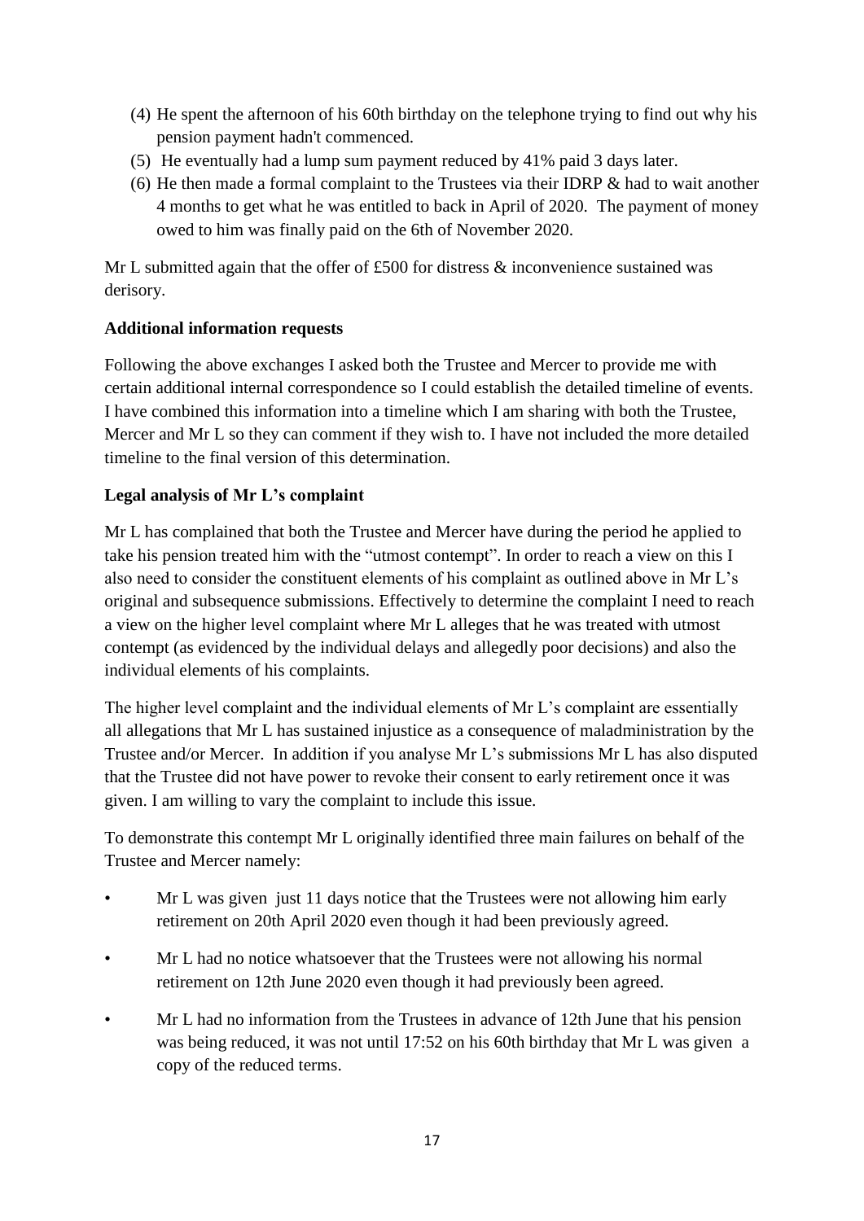(4) He spent the afternoon of his 60th birthday on the telephone trying to find out why his pension payment hadn't commenced.

(5) He eventually had a lump sum payment reduced by 41% paid 3 days later.

(6) He then made a formal complaint to the Trustees via their IDRP & had to wait another 4 months to get what he was entitled to back in April of 2020. The payment of money owed to him was finally paid on the 6th of November 2020.

Mr L submitted again that the offer of £500 for distress & inconvenience sustained was derisory.

**Additional information requests**

Following the above exchanges I asked both the Trustee and Mercer to provide me with certain additional internal correspondence so I could establish the detailed timeline of events. I have combined this information into a timeline which I am sharing with both the Trustee, Mercer and Mr L so they can comment if they wish to. I have not included the more detailed timeline to the final version of this determination.

**Legal analysis of Mr L's complaint**

Mr L has complained that both the Trustee and Mercer have during the period he applied to take his pension treated him with the "utmost contempt". In order to reach a view on this I also need to consider the constituent elements of his complaint as outlined above in Mr L's original and subsequence submissions. Effectively to determine the complaint I need to reach a view on the higher level complaint where Mr L alleges that he was treated with utmost contempt (as evidenced by the individual delays and allegedly poor decisions) and also the individual elements of his complaints.

The higher level complaint and the individual elements of Mr L's complaint are essentially all allegations that Mr L has sustained injustice as a consequence of maladministration by the Trustee and/or Mercer. In addition if you analyse Mr L's submissions Mr L has also disputed that the Trustee did not have power to revoke their consent to early retirement once it was given. I am willing to vary the complaint to include this issue.

To demonstrate this contempt Mr L originally identified three main failures on behalf of the Trustee and Mercer namely:

- Mr L was given just 11 days notice that the Trustees were not allowing him early retirement on 20th April 2020 even though it had been previously agreed.
- Mr L had no notice whatsoever that the Trustees were not allowing his normal retirement on 12th June 2020 even though it had previously been agreed.
- Mr L had no information from the Trustees in advance of 12th June that his pension was being reduced, it was not until 17:52 on his 60th birthday that Mr L was given a copy of the reduced terms.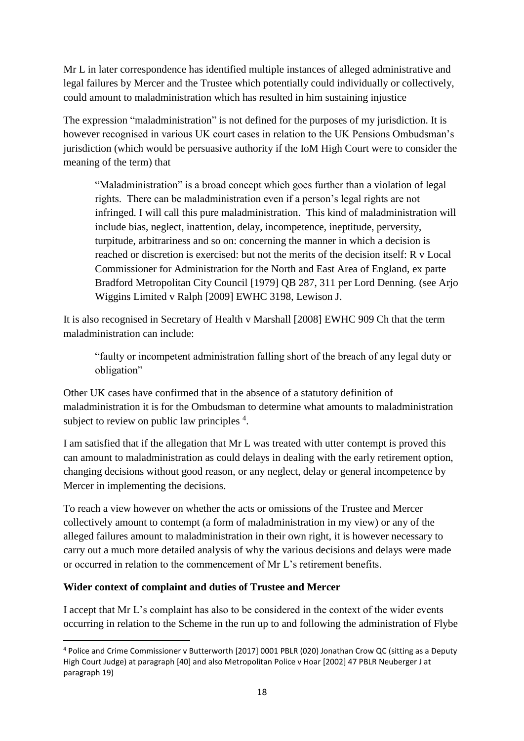Mr L in later correspondence has identified multiple instances of alleged administrative and legal failures by Mercer and the Trustee which potentially could individually or collectively, could amount to maladministration which has resulted in him sustaining injustice

The expression "maladministration" is not defined for the purposes of my jurisdiction. It is however recognised in various UK court cases in relation to the UK Pensions Ombudsman's jurisdiction (which would be persuasive authority if the IoM High Court were to consider the meaning of the term) that

> "Maladministration" is a broad concept which goes further than a violation of legal rights. There can be maladministration even if a person's legal rights are not infringed. I will call this pure maladministration. This kind of maladministration will include bias, neglect, inattention, delay, incompetence, ineptitude, perversity, turpitude, arbitrariness and so on: concerning the manner in which a decision is reached or discretion is exercised: but not the merits of the decision itself: R v Local Commissioner for Administration for the North and East Area of England, ex parte Bradford Metropolitan City Council [1979] QB 287, 311 per Lord Denning. (see Arjo Wiggins Limited v Ralph [2009] EWHC 3198, Lewison J.

It is also recognised in Secretary of Health v Marshall [2008] EWHC 909 Ch that the term maladministration can include:

> "faulty or incompetent administration falling short of the breach of any legal duty or obligation"

Other UK cases have confirmed that in the absence of a statutory definition of maladministration it is for the Ombudsman to determine what amounts to maladministration subject to review on public law principles [4].

I am satisfied that if the allegation that Mr L was treated with utter contempt is proved this can amount to maladministration as could delays in dealing with the early retirement option, changing decisions without good reason, or any neglect, delay or general incompetence by Mercer in implementing the decisions.

To reach a view however on whether the acts or omissions of the Trustee and Mercer collectively amount to contempt (a form of maladministration in my view) or any of the alleged failures amount to maladministration in their own right, it is however necessary to carry out a much more detailed analysis of why the various decisions and delays were made or occurred in relation to the commencement of Mr L's retirement benefits.

**Wider context of complaint and duties of Trustee and Mercer**

I accept that Mr L's complaint has also to be considered in the context of the wider events occurring in relation to the Scheme in the run up to and following the administration of Flybe

---

[4] Police and Crime Commissioner v Butterworth [2017] 0001 PBLR (020) Jonathan Crow QC (sitting as a Deputy High Court Judge) at paragraph [40] and also Metropolitan Police v Hoar [2002] 47 PBLR Neuberger J at paragraph 19)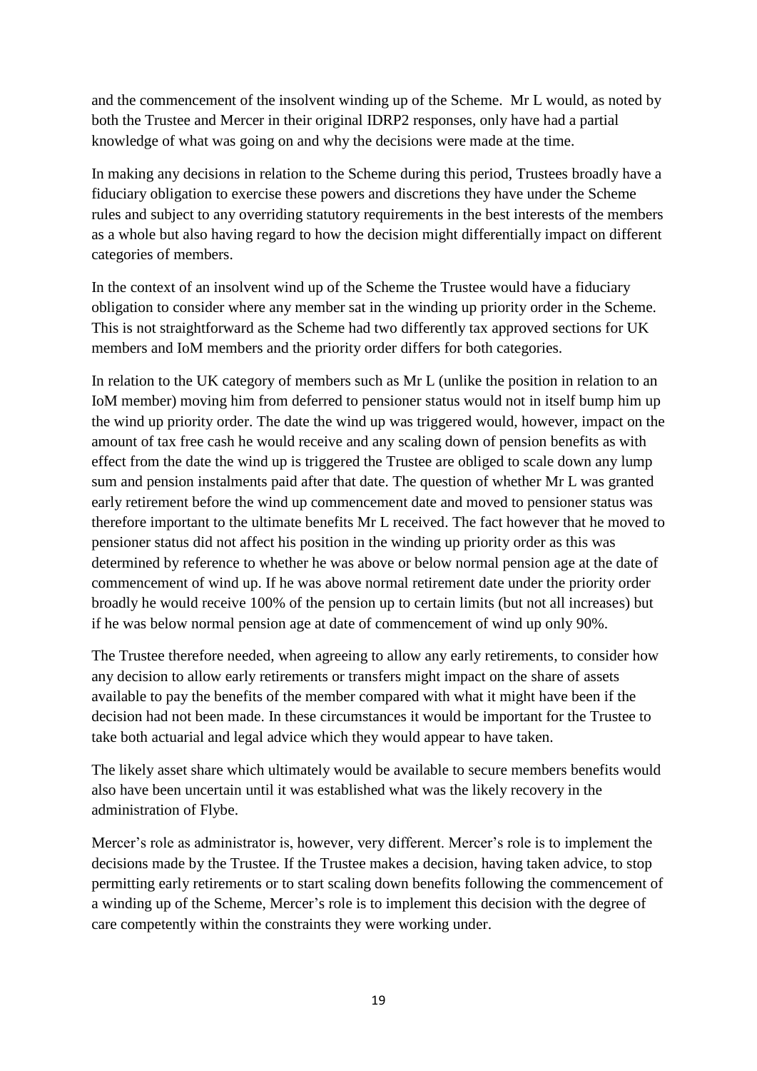and the commencement of the insolvent winding up of the Scheme. Mr L would, as noted by both the Trustee and Mercer in their original IDRP2 responses, only have had a partial knowledge of what was going on and why the decisions were made at the time.

In making any decisions in relation to the Scheme during this period, Trustees broadly have a fiduciary obligation to exercise these powers and discretions they have under the Scheme rules and subject to any overriding statutory requirements in the best interests of the members as a whole but also having regard to how the decision might differentially impact on different categories of members.

In the context of an insolvent wind up of the Scheme the Trustee would have a fiduciary obligation to consider where any member sat in the winding up priority order in the Scheme. This is not straightforward as the Scheme had two differently tax approved sections for UK members and IoM members and the priority order differs for both categories.

In relation to the UK category of members such as Mr L (unlike the position in relation to an IoM member) moving him from deferred to pensioner status would not in itself bump him up the wind up priority order. The date the wind up was triggered would, however, impact on the amount of tax free cash he would receive and any scaling down of pension benefits as with effect from the date the wind up is triggered the Trustee are obliged to scale down any lump sum and pension instalments paid after that date. The question of whether Mr L was granted early retirement before the wind up commencement date and moved to pensioner status was therefore important to the ultimate benefits Mr L received. The fact however that he moved to pensioner status did not affect his position in the winding up priority order as this was determined by reference to whether he was above or below normal pension age at the date of commencement of wind up. If he was above normal retirement date under the priority order broadly he would receive 100% of the pension up to certain limits (but not all increases) but if he was below normal pension age at date of commencement of wind up only 90%.

The Trustee therefore needed, when agreeing to allow any early retirements, to consider how any decision to allow early retirements or transfers might impact on the share of assets available to pay the benefits of the member compared with what it might have been if the decision had not been made. In these circumstances it would be important for the Trustee to take both actuarial and legal advice which they would appear to have taken.

The likely asset share which ultimately would be available to secure members benefits would also have been uncertain until it was established what was the likely recovery in the administration of Flybe.

Mercer's role as administrator is, however, very different. Mercer's role is to implement the decisions made by the Trustee. If the Trustee makes a decision, having taken advice, to stop permitting early retirements or to start scaling down benefits following the commencement of a winding up of the Scheme, Mercer's role is to implement this decision with the degree of care competently within the constraints they were working under.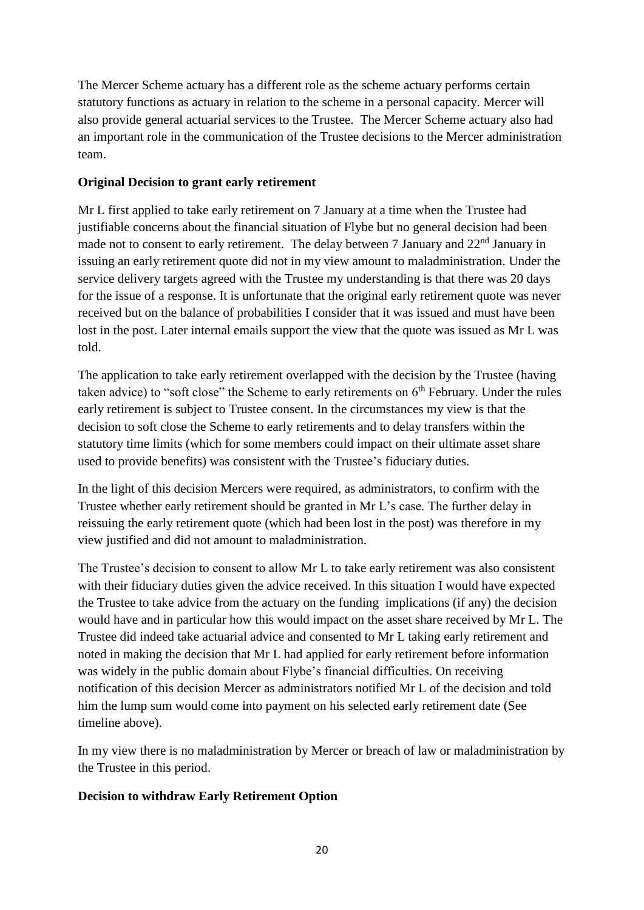The Mercer Scheme actuary has a different role as the scheme actuary performs certain statutory functions as actuary in relation to the scheme in a personal capacity. Mercer will also provide general actuarial services to the Trustee. The Mercer Scheme actuary also had an important role in the communication of the Trustee decisions to the Mercer administration team.

**Original Decision to grant early retirement**

Mr L first applied to take early retirement on 7 January at a time when the Trustee had justifiable concerns about the financial situation of Flybe but no general decision had been made not to consent to early retirement. The delay between 7 January and 22nd January in issuing an early retirement quote did not in my view amount to maladministration. Under the service delivery targets agreed with the Trustee my understanding is that there was 20 days for the issue of a response. It is unfortunate that the original early retirement quote was never received but on the balance of probabilities I consider that it was issued and must have been lost in the post. Later internal emails support the view that the quote was issued as Mr L was told.

The application to take early retirement overlapped with the decision by the Trustee (having taken advice) to "soft close" the Scheme to early retirements on 6th February. Under the rules early retirement is subject to Trustee consent. In the circumstances my view is that the decision to soft close the Scheme to early retirements and to delay transfers within the statutory time limits (which for some members could impact on their ultimate asset share used to provide benefits) was consistent with the Trustee's fiduciary duties.

In the light of this decision Mercers were required, as administrators, to confirm with the Trustee whether early retirement should be granted in Mr L's case. The further delay in reissuing the early retirement quote (which had been lost in the post) was therefore in my view justified and did not amount to maladministration.

The Trustee's decision to consent to allow Mr L to take early retirement was also consistent with their fiduciary duties given the advice received. In this situation I would have expected the Trustee to take advice from the actuary on the funding implications (if any) the decision would have and in particular how this would impact on the asset share received by Mr L. The Trustee did indeed take actuarial advice and consented to Mr L taking early retirement and noted in making the decision that Mr L had applied for early retirement before information was widely in the public domain about Flybe's financial difficulties. On receiving notification of this decision Mercer as administrators notified Mr L of the decision and told him the lump sum would come into payment on his selected early retirement date (See timeline above).

In my view there is no maladministration by Mercer or breach of law or maladministration by the Trustee in this period.

**Decision to withdraw Early Retirement Option**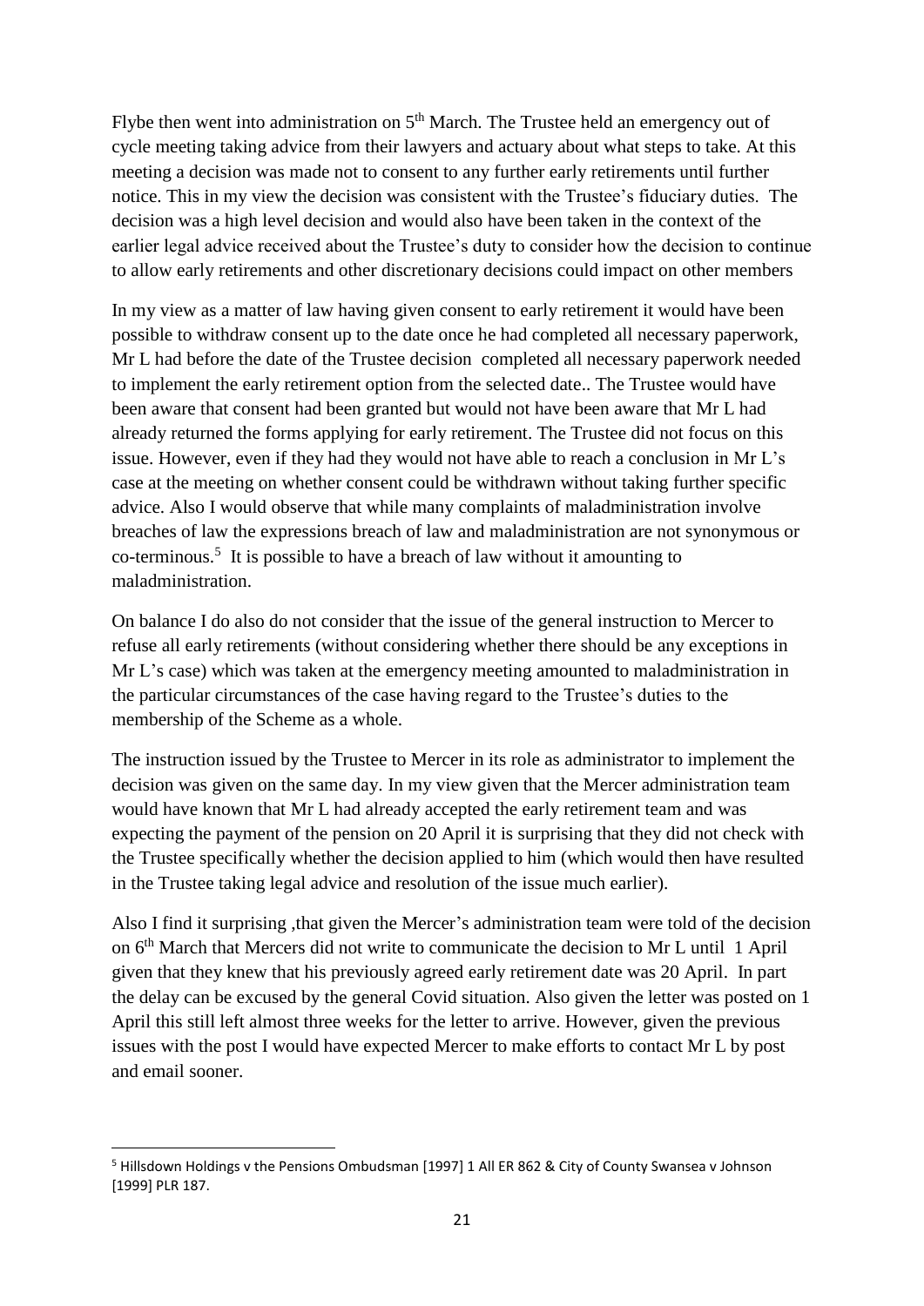Flybe then went into administration on 5th March. The Trustee held an emergency out of cycle meeting taking advice from their lawyers and actuary about what steps to take. At this meeting a decision was made not to consent to any further early retirements until further notice. This in my view the decision was consistent with the Trustee's fiduciary duties. The decision was a high level decision and would also have been taken in the context of the earlier legal advice received about the Trustee's duty to consider how the decision to continue to allow early retirements and other discretionary decisions could impact on other members

In my view as a matter of law having given consent to early retirement it would have been possible to withdraw consent up to the date once he had completed all necessary paperwork, Mr L had before the date of the Trustee decision completed all necessary paperwork needed to implement the early retirement option from the selected date.. The Trustee would have been aware that consent had been granted but would not have been aware that Mr L had already returned the forms applying for early retirement. The Trustee did not focus on this issue. However, even if they had they would not have able to reach a conclusion in Mr L's case at the meeting on whether consent could be withdrawn without taking further specific advice. Also I would observe that while many complaints of maladministration involve breaches of law the expressions breach of law and maladministration are not synonymous or co-terminous.[5] It is possible to have a breach of law without it amounting to maladministration.

On balance I do also do not consider that the issue of the general instruction to Mercer to refuse all early retirements (without considering whether there should be any exceptions in Mr L's case) which was taken at the emergency meeting amounted to maladministration in the particular circumstances of the case having regard to the Trustee's duties to the membership of the Scheme as a whole.

The instruction issued by the Trustee to Mercer in its role as administrator to implement the decision was given on the same day. In my view given that the Mercer administration team would have known that Mr L had already accepted the early retirement team and was expecting the payment of the pension on 20 April it is surprising that they did not check with the Trustee specifically whether the decision applied to him (which would then have resulted in the Trustee taking legal advice and resolution of the issue much earlier).

Also I find it surprising ,that given the Mercer's administration team were told of the decision on 6th March that Mercers did not write to communicate the decision to Mr L until 1 April given that they knew that his previously agreed early retirement date was 20 April. In part the delay can be excused by the general Covid situation. Also given the letter was posted on 1 April this still left almost three weeks for the letter to arrive. However, given the previous issues with the post I would have expected Mercer to make efforts to contact Mr L by post and email sooner.

---

[5] Hillsdown Holdings v the Pensions Ombudsman [1997] 1 All ER 862 & City of County Swansea v Johnson [1999] PLR 187.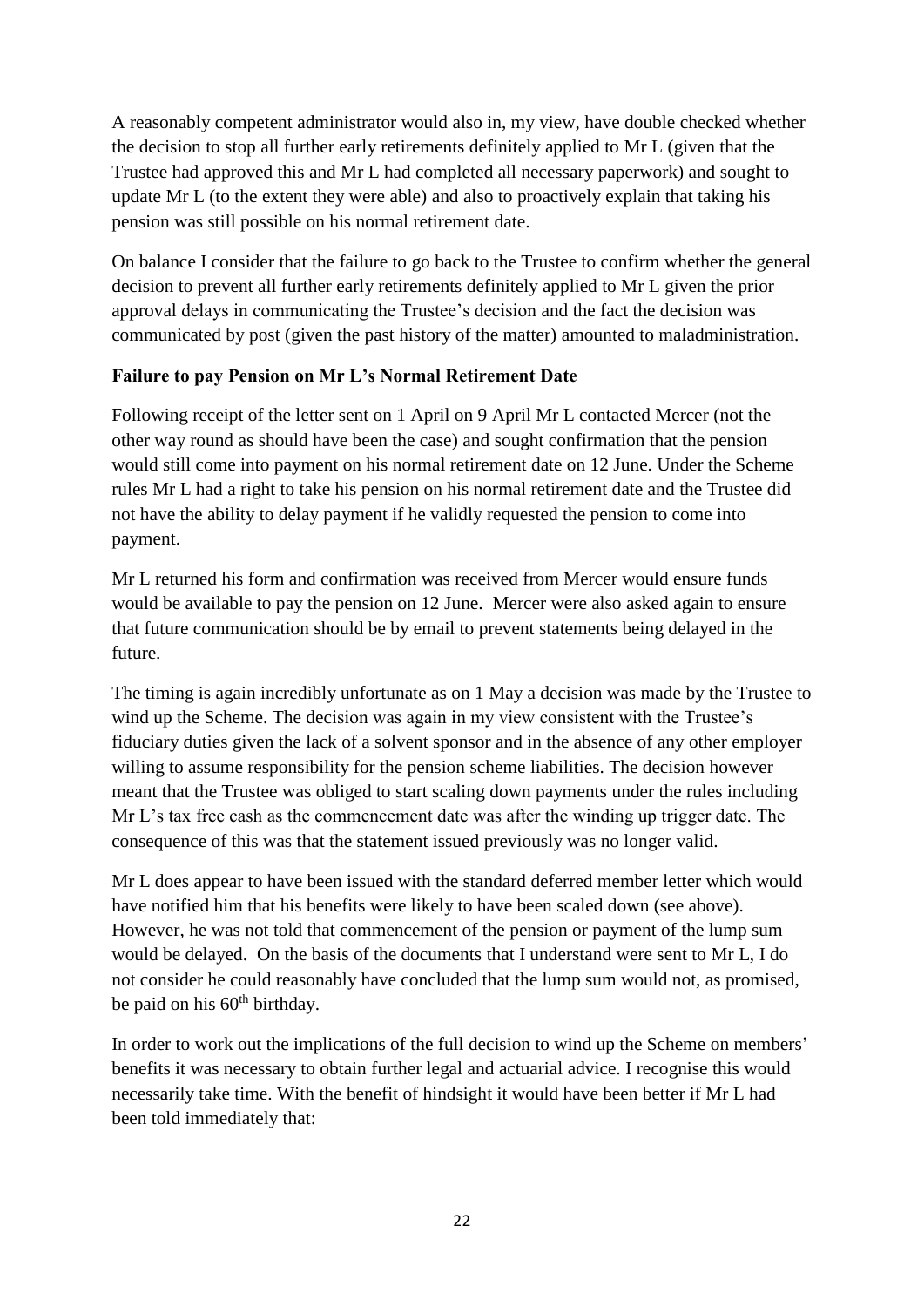A reasonably competent administrator would also in, my view, have double checked whether the decision to stop all further early retirements definitely applied to Mr L (given that the Trustee had approved this and Mr L had completed all necessary paperwork) and sought to update Mr L (to the extent they were able) and also to proactively explain that taking his pension was still possible on his normal retirement date.

On balance I consider that the failure to go back to the Trustee to confirm whether the general decision to prevent all further early retirements definitely applied to Mr L given the prior approval delays in communicating the Trustee's decision and the fact the decision was communicated by post (given the past history of the matter) amounted to maladministration.

**Failure to pay Pension on Mr L's Normal Retirement Date**

Following receipt of the letter sent on 1 April on 9 April Mr L contacted Mercer (not the other way round as should have been the case) and sought confirmation that the pension would still come into payment on his normal retirement date on 12 June. Under the Scheme rules Mr L had a right to take his pension on his normal retirement date and the Trustee did not have the ability to delay payment if he validly requested the pension to come into payment.

Mr L returned his form and confirmation was received from Mercer would ensure funds would be available to pay the pension on 12 June. Mercer were also asked again to ensure that future communication should be by email to prevent statements being delayed in the future.

The timing is again incredibly unfortunate as on 1 May a decision was made by the Trustee to wind up the Scheme. The decision was again in my view consistent with the Trustee's fiduciary duties given the lack of a solvent sponsor and in the absence of any other employer willing to assume responsibility for the pension scheme liabilities. The decision however meant that the Trustee was obliged to start scaling down payments under the rules including Mr L's tax free cash as the commencement date was after the winding up trigger date. The consequence of this was that the statement issued previously was no longer valid.

Mr L does appear to have been issued with the standard deferred member letter which would have notified him that his benefits were likely to have been scaled down (see above). However, he was not told that commencement of the pension or payment of the lump sum would be delayed. On the basis of the documents that I understand were sent to Mr L, I do not consider he could reasonably have concluded that the lump sum would not, as promised, be paid on his 60th birthday.

In order to work out the implications of the full decision to wind up the Scheme on members' benefits it was necessary to obtain further legal and actuarial advice. I recognise this would necessarily take time. With the benefit of hindsight it would have been better if Mr L had been told immediately that: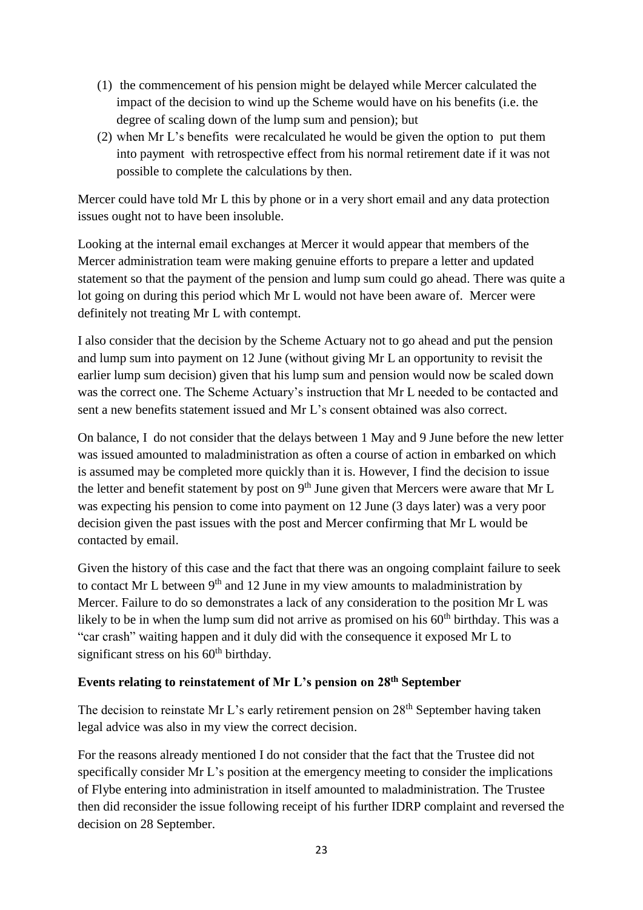(1) the commencement of his pension might be delayed while Mercer calculated the impact of the decision to wind up the Scheme would have on his benefits (i.e. the degree of scaling down of the lump sum and pension); but

(2) when Mr L's benefits were recalculated he would be given the option to put them into payment with retrospective effect from his normal retirement date if it was not possible to complete the calculations by then.

Mercer could have told Mr L this by phone or in a very short email and any data protection issues ought not to have been insoluble.

Looking at the internal email exchanges at Mercer it would appear that members of the Mercer administration team were making genuine efforts to prepare a letter and updated statement so that the payment of the pension and lump sum could go ahead. There was quite a lot going on during this period which Mr L would not have been aware of. Mercer were definitely not treating Mr L with contempt.

I also consider that the decision by the Scheme Actuary not to go ahead and put the pension and lump sum into payment on 12 June (without giving Mr L an opportunity to revisit the earlier lump sum decision) given that his lump sum and pension would now be scaled down was the correct one. The Scheme Actuary's instruction that Mr L needed to be contacted and sent a new benefits statement issued and Mr L's consent obtained was also correct.

On balance, I do not consider that the delays between 1 May and 9 June before the new letter was issued amounted to maladministration as often a course of action in embarked on which is assumed may be completed more quickly than it is. However, I find the decision to issue the letter and benefit statement by post on 9th June given that Mercers were aware that Mr L was expecting his pension to come into payment on 12 June (3 days later) was a very poor decision given the past issues with the post and Mercer confirming that Mr L would be contacted by email.

Given the history of this case and the fact that there was an ongoing complaint failure to seek to contact Mr L between 9th and 12 June in my view amounts to maladministration by Mercer. Failure to do so demonstrates a lack of any consideration to the position Mr L was likely to be in when the lump sum did not arrive as promised on his 60th birthday. This was a "car crash" waiting happen and it duly did with the consequence it exposed Mr L to significant stress on his 60th birthday.

**Events relating to reinstatement of Mr L's pension on 28th September**

The decision to reinstate Mr L's early retirement pension on 28th September having taken legal advice was also in my view the correct decision.

For the reasons already mentioned I do not consider that the fact that the Trustee did not specifically consider Mr L's position at the emergency meeting to consider the implications of Flybe entering into administration in itself amounted to maladministration. The Trustee then did reconsider the issue following receipt of his further IDRP complaint and reversed the decision on 28 September.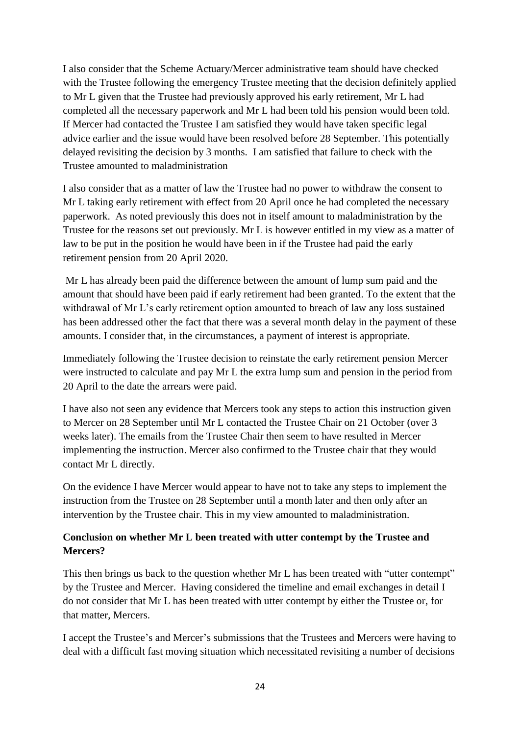I also consider that the Scheme Actuary/Mercer administrative team should have checked with the Trustee following the emergency Trustee meeting that the decision definitely applied to Mr L given that the Trustee had previously approved his early retirement, Mr L had completed all the necessary paperwork and Mr L had been told his pension would been told. If Mercer had contacted the Trustee I am satisfied they would have taken specific legal advice earlier and the issue would have been resolved before 28 September. This potentially delayed revisiting the decision by 3 months. I am satisfied that failure to check with the Trustee amounted to maladministration

I also consider that as a matter of law the Trustee had no power to withdraw the consent to Mr L taking early retirement with effect from 20 April once he had completed the necessary paperwork. As noted previously this does not in itself amount to maladministration by the Trustee for the reasons set out previously. Mr L is however entitled in my view as a matter of law to be put in the position he would have been in if the Trustee had paid the early retirement pension from 20 April 2020.

Mr L has already been paid the difference between the amount of lump sum paid and the amount that should have been paid if early retirement had been granted. To the extent that the withdrawal of Mr L's early retirement option amounted to breach of law any loss sustained has been addressed other the fact that there was a several month delay in the payment of these amounts. I consider that, in the circumstances, a payment of interest is appropriate.

Immediately following the Trustee decision to reinstate the early retirement pension Mercer were instructed to calculate and pay Mr L the extra lump sum and pension in the period from 20 April to the date the arrears were paid.

I have also not seen any evidence that Mercers took any steps to action this instruction given to Mercer on 28 September until Mr L contacted the Trustee Chair on 21 October (over 3 weeks later). The emails from the Trustee Chair then seem to have resulted in Mercer implementing the instruction. Mercer also confirmed to the Trustee chair that they would contact Mr L directly.

On the evidence I have Mercer would appear to have not to take any steps to implement the instruction from the Trustee on 28 September until a month later and then only after an intervention by the Trustee chair. This in my view amounted to maladministration.

**Conclusion on whether Mr L been treated with utter contempt by the Trustee and Mercers?**

This then brings us back to the question whether Mr L has been treated with "utter contempt" by the Trustee and Mercer. Having considered the timeline and email exchanges in detail I do not consider that Mr L has been treated with utter contempt by either the Trustee or, for that matter, Mercers.

I accept the Trustee's and Mercer's submissions that the Trustees and Mercers were having to deal with a difficult fast moving situation which necessitated revisiting a number of decisions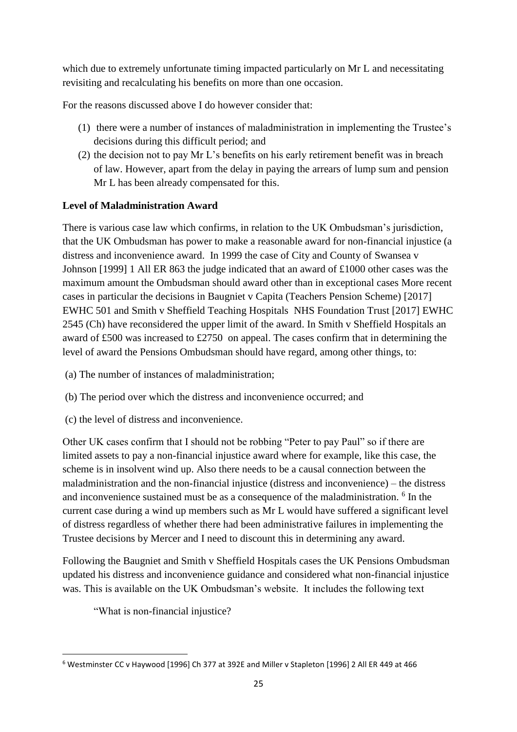which due to extremely unfortunate timing impacted particularly on Mr L and necessitating revisiting and recalculating his benefits on more than one occasion.

For the reasons discussed above I do however consider that:

(1) there were a number of instances of maladministration in implementing the Trustee's decisions during this difficult period; and
(2) the decision not to pay Mr L's benefits on his early retirement benefit was in breach of law. However, apart from the delay in paying the arrears of lump sum and pension Mr L has been already compensated for this.

**Level of Maladministration Award**

There is various case law which confirms, in relation to the UK Ombudsman's jurisdiction, that the UK Ombudsman has power to make a reasonable award for non-financial injustice (a distress and inconvenience award. In 1999 the case of City and County of Swansea v Johnson [1999] 1 All ER 863 the judge indicated that an award of £1000 other cases was the maximum amount the Ombudsman should award other than in exceptional cases More recent cases in particular the decisions in Baugniet v Capita (Teachers Pension Scheme) [2017] EWHC 501 and Smith v Sheffield Teaching Hospitals NHS Foundation Trust [2017] EWHC 2545 (Ch) have reconsidered the upper limit of the award. In Smith v Sheffield Hospitals an award of £500 was increased to £2750 on appeal. The cases confirm that in determining the level of award the Pensions Ombudsman should have regard, among other things, to:

(a) The number of instances of maladministration;

(b) The period over which the distress and inconvenience occurred; and

(c) the level of distress and inconvenience.

Other UK cases confirm that I should not be robbing "Peter to pay Paul" so if there are limited assets to pay a non-financial injustice award where for example, like this case, the scheme is in insolvent wind up. Also there needs to be a causal connection between the maladministration and the non-financial injustice (distress and inconvenience) – the distress and inconvenience sustained must be as a consequence of the maladministration. [6] In the current case during a wind up members such as Mr L would have suffered a significant level of distress regardless of whether there had been administrative failures in implementing the Trustee decisions by Mercer and I need to discount this in determining any award.

Following the Baugniet and Smith v Sheffield Hospitals cases the UK Pensions Ombudsman updated his distress and inconvenience guidance and considered what non-financial injustice was. This is available on the UK Ombudsman's website. It includes the following text

> "What is non-financial injustice?

---

[6] Westminster CC v Haywood [1996] Ch 377 at 392E and Miller v Stapleton [1996] 2 All ER 449 at 466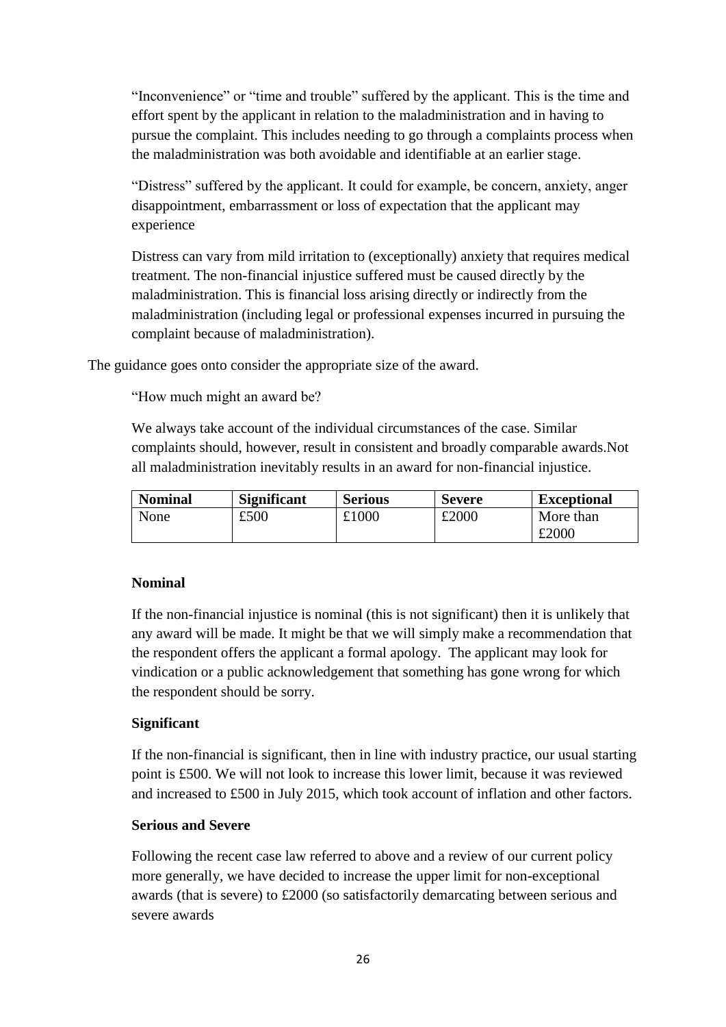"Inconvenience" or "time and trouble" suffered by the applicant. This is the time and effort spent by the applicant in relation to the maladministration and in having to pursue the complaint. This includes needing to go through a complaints process when the maladministration was both avoidable and identifiable at an earlier stage.

"Distress" suffered by the applicant. It could for example, be concern, anxiety, anger disappointment, embarrassment or loss of expectation that the applicant may experience

Distress can vary from mild irritation to (exceptionally) anxiety that requires medical treatment. The non-financial injustice suffered must be caused directly by the maladministration. This is financial loss arising directly or indirectly from the maladministration (including legal or professional expenses incurred in pursuing the complaint because of maladministration).

The guidance goes onto consider the appropriate size of the award.

"How much might an award be?

We always take account of the individual circumstances of the case. Similar complaints should, however, result in consistent and broadly comparable awards.Not all maladministration inevitably results in an award for non-financial injustice.

| **Nominal** | **Significant** | **Serious** | **Severe** | **Exceptional** |
|---|---|---|---|---|
| None | £500 | £1000 | £2000 | More than £2000 |

**Nominal**

If the non-financial injustice is nominal (this is not significant) then it is unlikely that any award will be made. It might be that we will simply make a recommendation that the respondent offers the applicant a formal apology. The applicant may look for vindication or a public acknowledgement that something has gone wrong for which the respondent should be sorry.

**Significant**

If the non-financial is significant, then in line with industry practice, our usual starting point is £500. We will not look to increase this lower limit, because it was reviewed and increased to £500 in July 2015, which took account of inflation and other factors.

**Serious and Severe**

Following the recent case law referred to above and a review of our current policy more generally, we have decided to increase the upper limit for non-exceptional awards (that is severe) to £2000 (so satisfactorily demarcating between serious and severe awards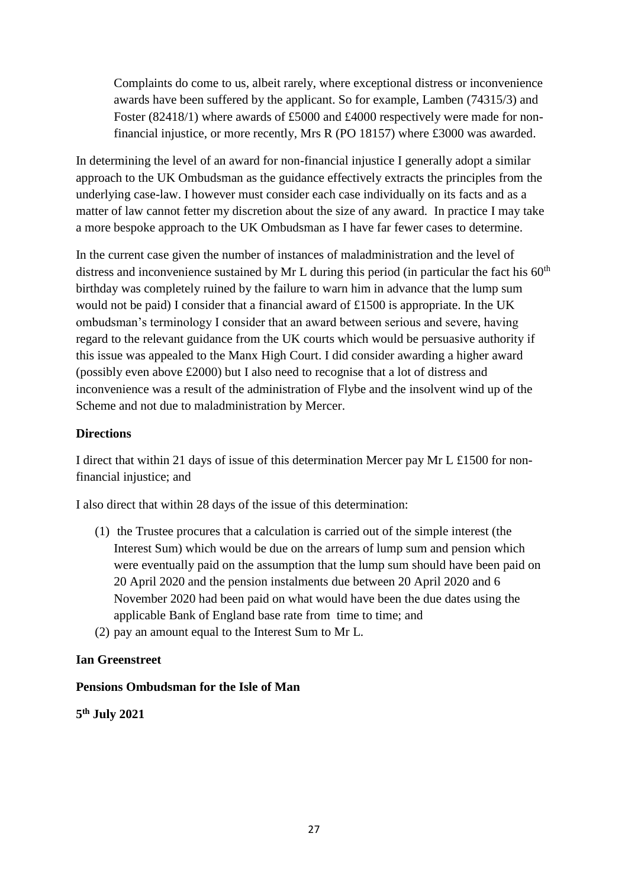> Complaints do come to us, albeit rarely, where exceptional distress or inconvenience awards have been suffered by the applicant. So for example, Lamben (74315/3) and Foster (82418/1) where awards of £5000 and £4000 respectively were made for non-financial injustice, or more recently, Mrs R (PO 18157) where £3000 was awarded.

In determining the level of an award for non-financial injustice I generally adopt a similar approach to the UK Ombudsman as the guidance effectively extracts the principles from the underlying case-law. I however must consider each case individually on its facts and as a matter of law cannot fetter my discretion about the size of any award. In practice I may take a more bespoke approach to the UK Ombudsman as I have far fewer cases to determine.

In the current case given the number of instances of maladministration and the level of distress and inconvenience sustained by Mr L during this period (in particular the fact his 60th birthday was completely ruined by the failure to warn him in advance that the lump sum would not be paid) I consider that a financial award of £1500 is appropriate. In the UK ombudsman's terminology I consider that an award between serious and severe, having regard to the relevant guidance from the UK courts which would be persuasive authority if this issue was appealed to the Manx High Court. I did consider awarding a higher award (possibly even above £2000) but I also need to recognise that a lot of distress and inconvenience was a result of the administration of Flybe and the insolvent wind up of the Scheme and not due to maladministration by Mercer.

**Directions**

I direct that within 21 days of issue of this determination Mercer pay Mr L £1500 for non-financial injustice; and

I also direct that within 28 days of the issue of this determination:

(1) the Trustee procures that a calculation is carried out of the simple interest (the Interest Sum) which would be due on the arrears of lump sum and pension which were eventually paid on the assumption that the lump sum should have been paid on 20 April 2020 and the pension instalments due between 20 April 2020 and 6 November 2020 had been paid on what would have been the due dates using the applicable Bank of England base rate from time to time; and

(2) pay an amount equal to the Interest Sum to Mr L.

**Ian Greenstreet**

**Pensions Ombudsman for the Isle of Man**

**5th July 2021**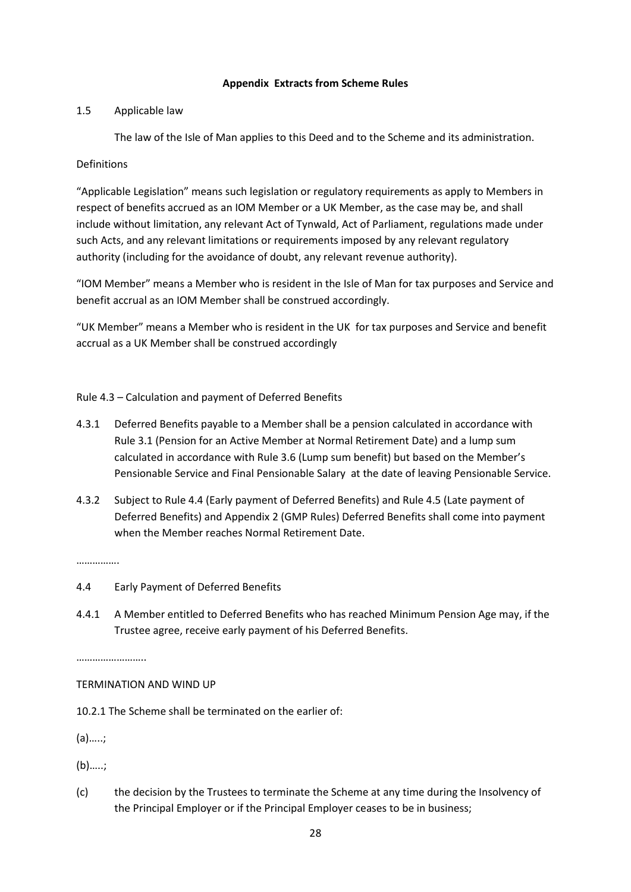**Appendix Extracts from Scheme Rules**

1.5 Applicable law

The law of the Isle of Man applies to this Deed and to the Scheme and its administration.

Definitions

“Applicable Legislation” means such legislation or regulatory requirements as apply to Members in respect of benefits accrued as an IOM Member or a UK Member, as the case may be, and shall include without limitation, any relevant Act of Tynwald, Act of Parliament, regulations made under such Acts, and any relevant limitations or requirements imposed by any relevant regulatory authority (including for the avoidance of doubt, any relevant revenue authority).

“IOM Member” means a Member who is resident in the Isle of Man for tax purposes and Service and benefit accrual as an IOM Member shall be construed accordingly.

“UK Member” means a Member who is resident in the UK for tax purposes and Service and benefit accrual as a UK Member shall be construed accordingly

Rule 4.3 – Calculation and payment of Deferred Benefits

4.3.1 Deferred Benefits payable to a Member shall be a pension calculated in accordance with Rule 3.1 (Pension for an Active Member at Normal Retirement Date) and a lump sum calculated in accordance with Rule 3.6 (Lump sum benefit) but based on the Member’s Pensionable Service and Final Pensionable Salary at the date of leaving Pensionable Service.

4.3.2 Subject to Rule 4.4 (Early payment of Deferred Benefits) and Rule 4.5 (Late payment of Deferred Benefits) and Appendix 2 (GMP Rules) Deferred Benefits shall come into payment when the Member reaches Normal Retirement Date.

…………….

4.4 Early Payment of Deferred Benefits

4.4.1 A Member entitled to Deferred Benefits who has reached Minimum Pension Age may, if the Trustee agree, receive early payment of his Deferred Benefits.

……………………..

TERMINATION AND WIND UP

10.2.1 The Scheme shall be terminated on the earlier of:

(a)…..;

(b)…..;

(c) the decision by the Trustees to terminate the Scheme at any time during the Insolvency of the Principal Employer or if the Principal Employer ceases to be in business;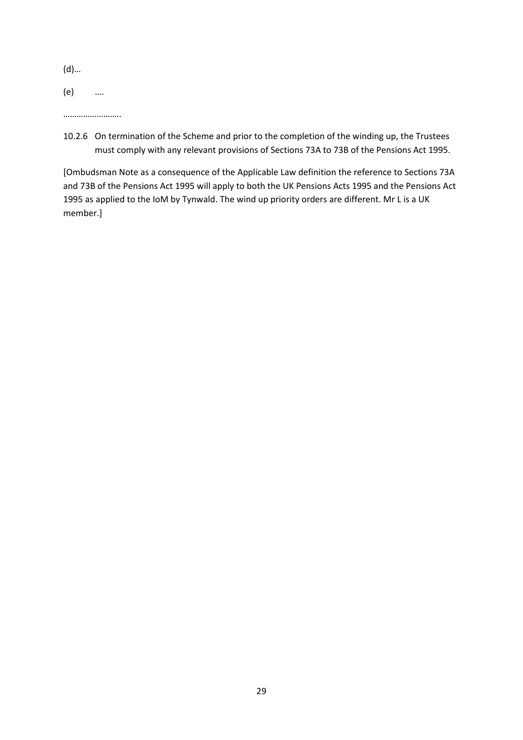(d)…

(e) ….

……………………..

10.2.6 On termination of the Scheme and prior to the completion of the winding up, the Trustees must comply with any relevant provisions of Sections 73A to 73B of the Pensions Act 1995.

[Ombudsman Note as a consequence of the Applicable Law definition the reference to Sections 73A and 73B of the Pensions Act 1995 will apply to both the UK Pensions Acts 1995 and the Pensions Act 1995 as applied to the IoM by Tynwald. The wind up priority orders are different. Mr L is a UK member.]